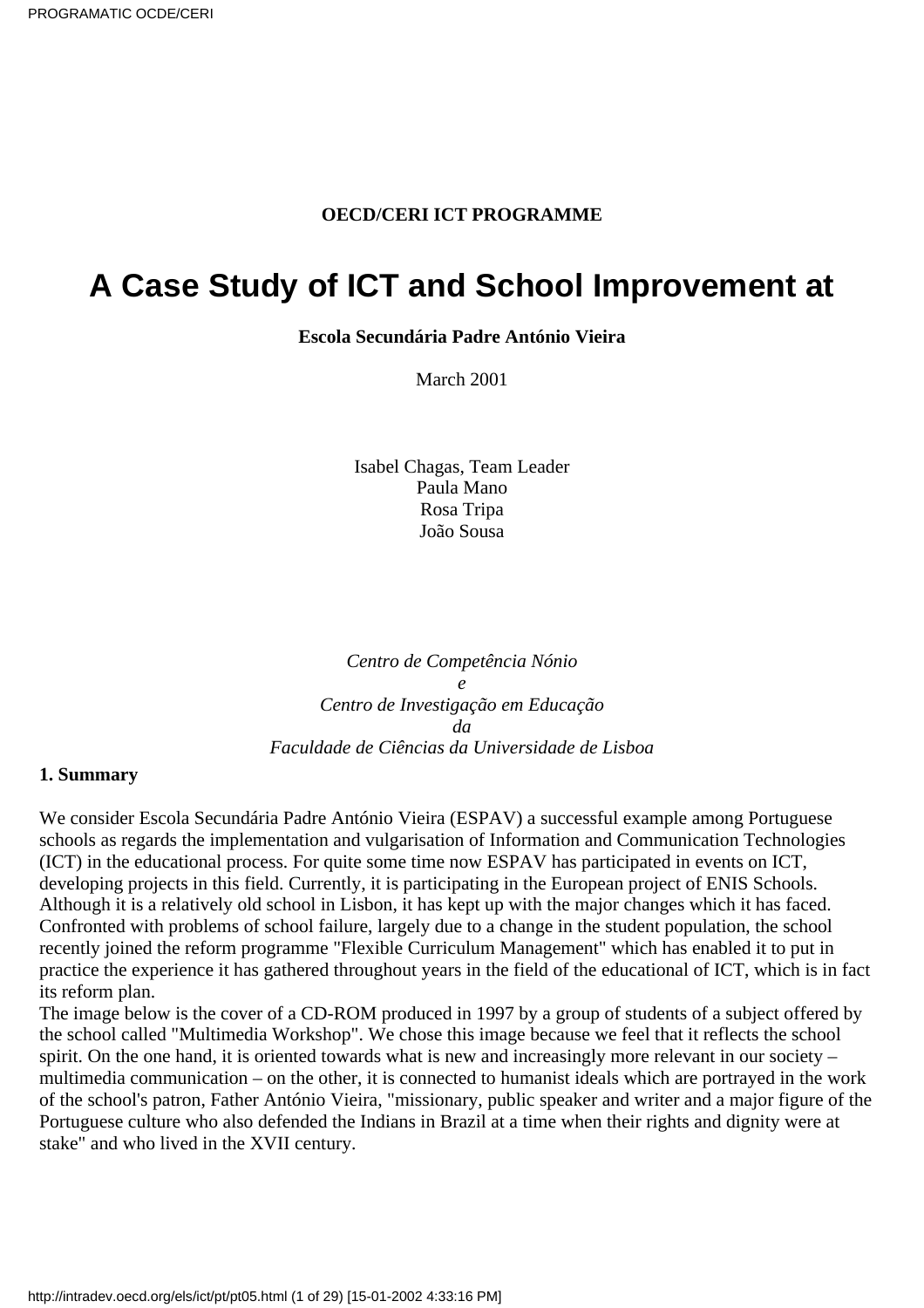**OECD/CERI ICT PROGRAMME**

# A Case Study of ICT and School Improvement at

**Escola Secundária Padre António Vieira**

March 2001

Isabel Chagas, Team Leader
Paula Mano
Rosa Tripa
João Sousa

*Centro de Competência Nónio*
*e*
*Centro de Investigação em Educação*
*da*
*Faculdade de Ciências da Universidade de Lisboa*

## 1. Summary

We consider Escola Secundária Padre António Vieira (ESPAV) a successful example among Portuguese schools as regards the implementation and vulgarisation of Information and Communication Technologies (ICT) in the educational process. For quite some time now ESPAV has participated in events on ICT, developing projects in this field. Currently, it is participating in the European project of ENIS Schools. Although it is a relatively old school in Lisbon, it has kept up with the major changes which it has faced. Confronted with problems of school failure, largely due to a change in the student population, the school recently joined the reform programme "Flexible Curriculum Management" which has enabled it to put in practice the experience it has gathered throughout years in the field of the educational of ICT, which is in fact its reform plan.

The image below is the cover of a CD-ROM produced in 1997 by a group of students of a subject offered by the school called "Multimedia Workshop". We chose this image because we feel that it reflects the school spirit. On the one hand, it is oriented towards what is new and increasingly more relevant in our society – multimedia communication – on the other, it is connected to humanist ideals which are portrayed in the work of the school's patron, Father António Vieira, "missionary, public speaker and writer and a major figure of the Portuguese culture who also defended the Indians in Brazil at a time when their rights and dignity were at stake" and who lived in the XVII century.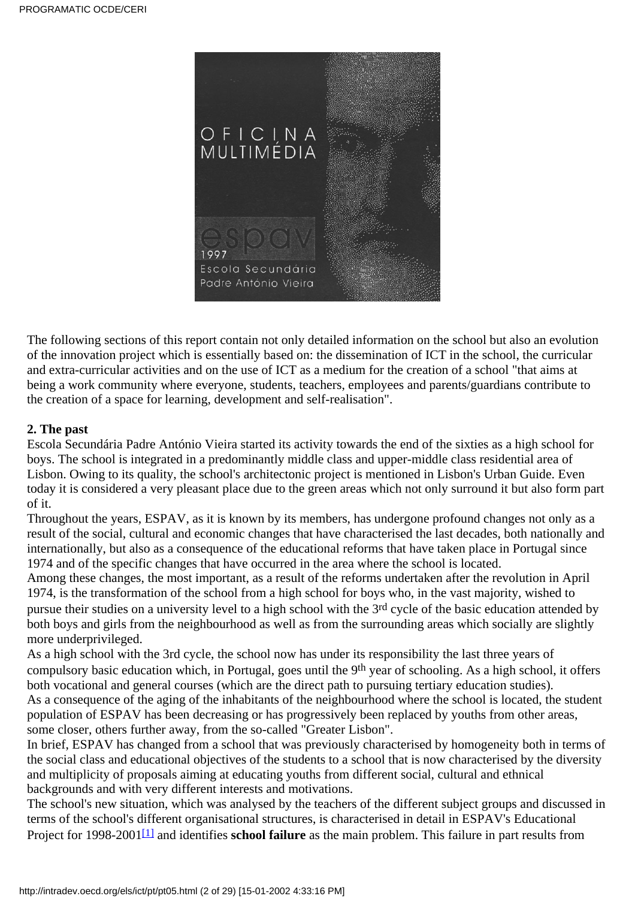The following sections of this report contain not only detailed information on the school but also an evolution of the innovation project which is essentially based on: the dissemination of ICT in the school, the curricular and extra-curricular activities and on the use of ICT as a medium for the creation of a school "that aims at being a work community where everyone, students, teachers, employees and parents/guardians contribute to the creation of a space for learning, development and self-realisation".

**2. The past**

Escola Secundária Padre António Vieira started its activity towards the end of the sixties as a high school for boys. The school is integrated in a predominantly middle class and upper-middle class residential area of Lisbon. Owing to its quality, the school's architectonic project is mentioned in Lisbon's Urban Guide. Even today it is considered a very pleasant place due to the green areas which not only surround it but also form part of it.

Throughout the years, ESPAV, as it is known by its members, has undergone profound changes not only as a result of the social, cultural and economic changes that have characterised the last decades, both nationally and internationally, but also as a consequence of the educational reforms that have taken place in Portugal since 1974 and of the specific changes that have occurred in the area where the school is located.

Among these changes, the most important, as a result of the reforms undertaken after the revolution in April 1974, is the transformation of the school from a high school for boys who, in the vast majority, wished to pursue their studies on a university level to a high school with the 3rd cycle of the basic education attended by both boys and girls from the neighbourhood as well as from the surrounding areas which socially are slightly more underprivileged.

As a high school with the 3rd cycle, the school now has under its responsibility the last three years of compulsory basic education which, in Portugal, goes until the 9th year of schooling. As a high school, it offers both vocational and general courses (which are the direct path to pursuing tertiary education studies).

As a consequence of the aging of the inhabitants of the neighbourhood where the school is located, the student population of ESPAV has been decreasing or has progressively been replaced by youths from other areas, some closer, others further away, from the so-called "Greater Lisbon".

In brief, ESPAV has changed from a school that was previously characterised by homogeneity both in terms of the social class and educational objectives of the students to a school that is now characterised by the diversity and multiplicity of proposals aiming at educating youths from different social, cultural and ethnical backgrounds and with very different interests and motivations.

The school's new situation, which was analysed by the teachers of the different subject groups and discussed in terms of the school's different organisational structures, is characterised in detail in ESPAV's Educational Project for 1998-2001[1] and identifies **school failure** as the main problem. This failure in part results from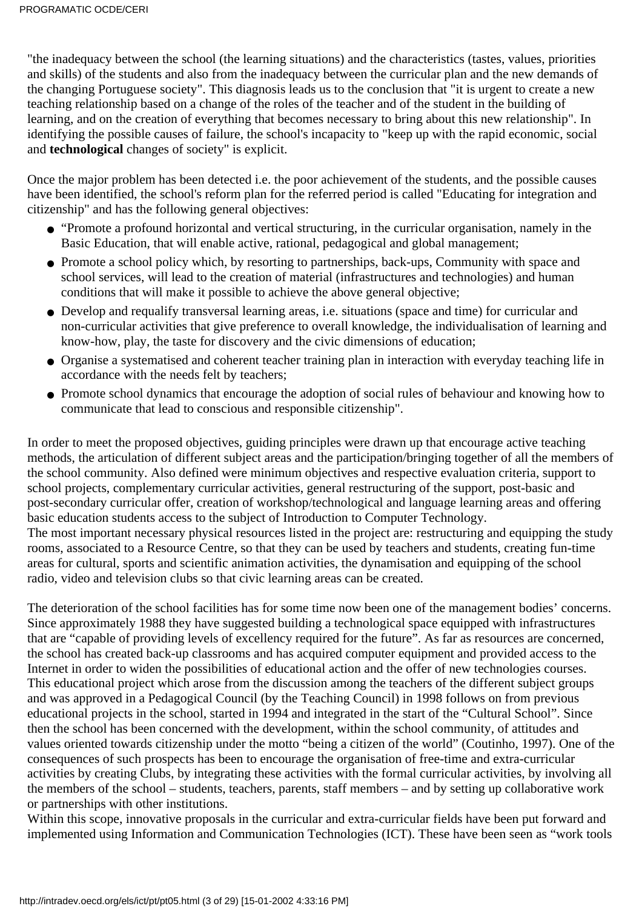"the inadequacy between the school (the learning situations) and the characteristics (tastes, values, priorities and skills) of the students and also from the inadequacy between the curricular plan and the new demands of the changing Portuguese society". This diagnosis leads us to the conclusion that "it is urgent to create a new teaching relationship based on a change of the roles of the teacher and of the student in the building of learning, and on the creation of everything that becomes necessary to bring about this new relationship". In identifying the possible causes of failure, the school's incapacity to "keep up with the rapid economic, social and **technological** changes of society" is explicit.

Once the major problem has been detected i.e. the poor achievement of the students, and the possible causes have been identified, the school's reform plan for the referred period is called "Educating for integration and citizenship" and has the following general objectives:

- "Promote a profound horizontal and vertical structuring, in the curricular organisation, namely in the Basic Education, that will enable active, rational, pedagogical and global management;
- Promote a school policy which, by resorting to partnerships, back-ups, Community with space and school services, will lead to the creation of material (infrastructures and technologies) and human conditions that will make it possible to achieve the above general objective;
- Develop and requalify transversal learning areas, i.e. situations (space and time) for curricular and non-curricular activities that give preference to overall knowledge, the individualisation of learning and know-how, play, the taste for discovery and the civic dimensions of education;
- Organise a systematised and coherent teacher training plan in interaction with everyday teaching life in accordance with the needs felt by teachers;
- Promote school dynamics that encourage the adoption of social rules of behaviour and knowing how to communicate that lead to conscious and responsible citizenship".

In order to meet the proposed objectives, guiding principles were drawn up that encourage active teaching methods, the articulation of different subject areas and the participation/bringing together of all the members of the school community. Also defined were minimum objectives and respective evaluation criteria, support to school projects, complementary curricular activities, general restructuring of the support, post-basic and post-secondary curricular offer, creation of workshop/technological and language learning areas and offering basic education students access to the subject of Introduction to Computer Technology.
The most important necessary physical resources listed in the project are: restructuring and equipping the study rooms, associated to a Resource Centre, so that they can be used by teachers and students, creating fun-time areas for cultural, sports and scientific animation activities, the dynamisation and equipping of the school radio, video and television clubs so that civic learning areas can be created.

The deterioration of the school facilities has for some time now been one of the management bodies' concerns. Since approximately 1988 they have suggested building a technological space equipped with infrastructures that are "capable of providing levels of excellency required for the future". As far as resources are concerned, the school has created back-up classrooms and has acquired computer equipment and provided access to the Internet in order to widen the possibilities of educational action and the offer of new technologies courses. This educational project which arose from the discussion among the teachers of the different subject groups and was approved in a Pedagogical Council (by the Teaching Council) in 1998 follows on from previous educational projects in the school, started in 1994 and integrated in the start of the "Cultural School". Since then the school has been concerned with the development, within the school community, of attitudes and values oriented towards citizenship under the motto "being a citizen of the world" (Coutinho, 1997). One of the consequences of such prospects has been to encourage the organisation of free-time and extra-curricular activities by creating Clubs, by integrating these activities with the formal curricular activities, by involving all the members of the school – students, teachers, parents, staff members – and by setting up collaborative work or partnerships with other institutions.
Within this scope, innovative proposals in the curricular and extra-curricular fields have been put forward and implemented using Information and Communication Technologies (ICT). These have been seen as "work tools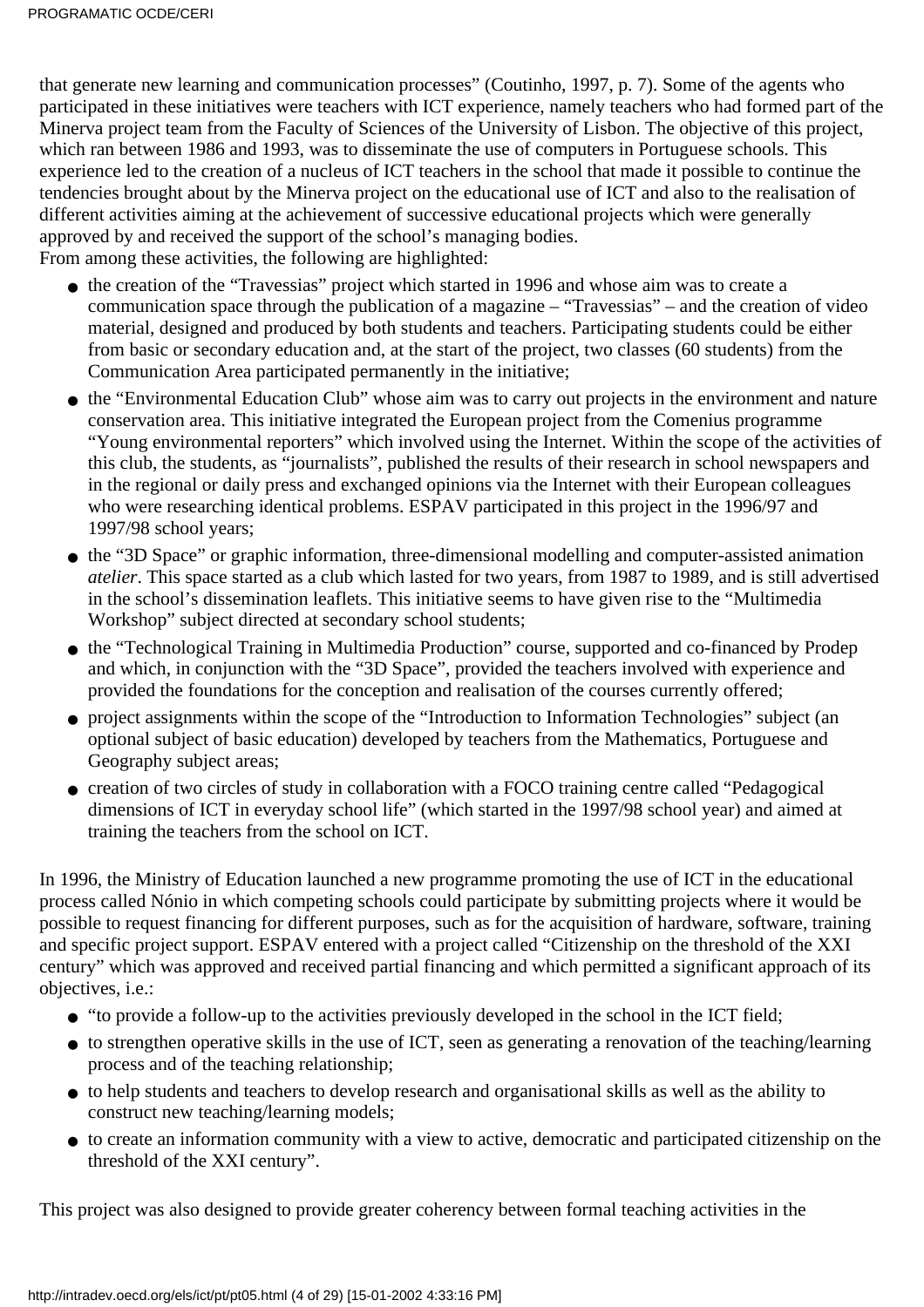that generate new learning and communication processes" (Coutinho, 1997, p. 7). Some of the agents who participated in these initiatives were teachers with ICT experience, namely teachers who had formed part of the Minerva project team from the Faculty of Sciences of the University of Lisbon. The objective of this project, which ran between 1986 and 1993, was to disseminate the use of computers in Portuguese schools. This experience led to the creation of a nucleus of ICT teachers in the school that made it possible to continue the tendencies brought about by the Minerva project on the educational use of ICT and also to the realisation of different activities aiming at the achievement of successive educational projects which were generally approved by and received the support of the school's managing bodies.
From among these activities, the following are highlighted:

- the creation of the "Travessias" project which started in 1996 and whose aim was to create a communication space through the publication of a magazine – "Travessias" – and the creation of video material, designed and produced by both students and teachers. Participating students could be either from basic or secondary education and, at the start of the project, two classes (60 students) from the Communication Area participated permanently in the initiative;
- the "Environmental Education Club" whose aim was to carry out projects in the environment and nature conservation area. This initiative integrated the European project from the Comenius programme "Young environmental reporters" which involved using the Internet. Within the scope of the activities of this club, the students, as "journalists", published the results of their research in school newspapers and in the regional or daily press and exchanged opinions via the Internet with their European colleagues who were researching identical problems. ESPAV participated in this project in the 1996/97 and 1997/98 school years;
- the "3D Space" or graphic information, three-dimensional modelling and computer-assisted animation *atelier*. This space started as a club which lasted for two years, from 1987 to 1989, and is still advertised in the school's dissemination leaflets. This initiative seems to have given rise to the "Multimedia Workshop" subject directed at secondary school students;
- the "Technological Training in Multimedia Production" course, supported and co-financed by Prodep and which, in conjunction with the "3D Space", provided the teachers involved with experience and provided the foundations for the conception and realisation of the courses currently offered;
- project assignments within the scope of the "Introduction to Information Technologies" subject (an optional subject of basic education) developed by teachers from the Mathematics, Portuguese and Geography subject areas;
- creation of two circles of study in collaboration with a FOCO training centre called "Pedagogical dimensions of ICT in everyday school life" (which started in the 1997/98 school year) and aimed at training the teachers from the school on ICT.

In 1996, the Ministry of Education launched a new programme promoting the use of ICT in the educational process called Nónio in which competing schools could participate by submitting projects where it would be possible to request financing for different purposes, such as for the acquisition of hardware, software, training and specific project support. ESPAV entered with a project called "Citizenship on the threshold of the XXI century" which was approved and received partial financing and which permitted a significant approach of its objectives, i.e.:

- "to provide a follow-up to the activities previously developed in the school in the ICT field;
- to strengthen operative skills in the use of ICT, seen as generating a renovation of the teaching/learning process and of the teaching relationship;
- to help students and teachers to develop research and organisational skills as well as the ability to construct new teaching/learning models;
- to create an information community with a view to active, democratic and participated citizenship on the threshold of the XXI century".

This project was also designed to provide greater coherency between formal teaching activities in the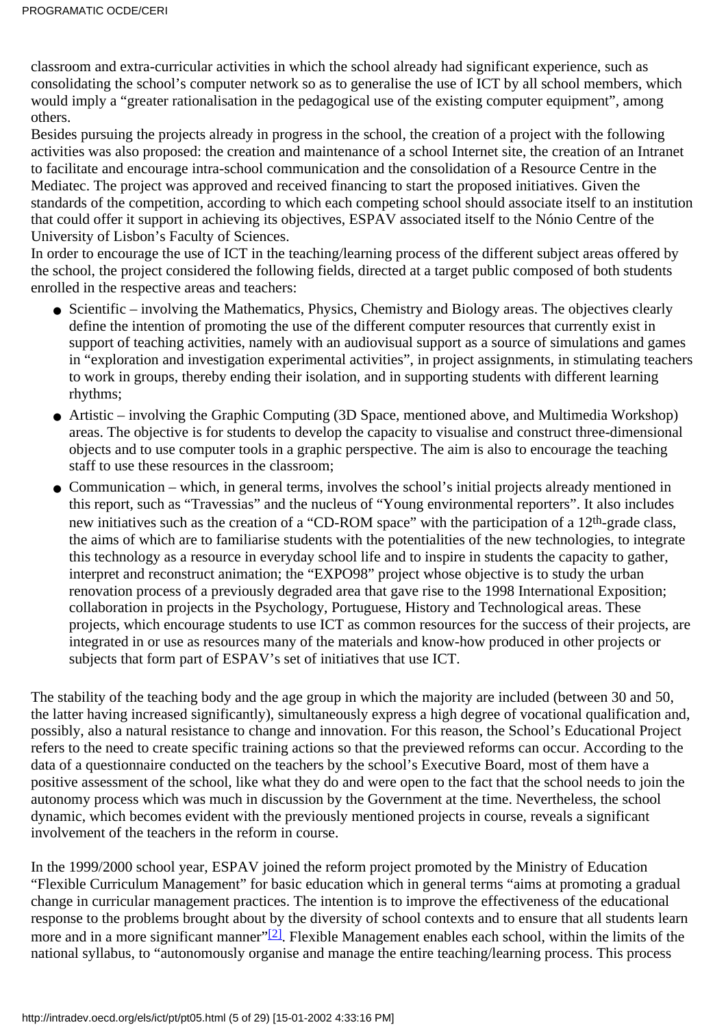classroom and extra-curricular activities in which the school already had significant experience, such as consolidating the school's computer network so as to generalise the use of ICT by all school members, which would imply a "greater rationalisation in the pedagogical use of the existing computer equipment", among others.

Besides pursuing the projects already in progress in the school, the creation of a project with the following activities was also proposed: the creation and maintenance of a school Internet site, the creation of an Intranet to facilitate and encourage intra-school communication and the consolidation of a Resource Centre in the Mediatec. The project was approved and received financing to start the proposed initiatives. Given the standards of the competition, according to which each competing school should associate itself to an institution that could offer it support in achieving its objectives, ESPAV associated itself to the Nónio Centre of the University of Lisbon's Faculty of Sciences.

In order to encourage the use of ICT in the teaching/learning process of the different subject areas offered by the school, the project considered the following fields, directed at a target public composed of both students enrolled in the respective areas and teachers:

- Scientific – involving the Mathematics, Physics, Chemistry and Biology areas. The objectives clearly define the intention of promoting the use of the different computer resources that currently exist in support of teaching activities, namely with an audiovisual support as a source of simulations and games in "exploration and investigation experimental activities", in project assignments, in stimulating teachers to work in groups, thereby ending their isolation, and in supporting students with different learning rhythms;
- Artistic – involving the Graphic Computing (3D Space, mentioned above, and Multimedia Workshop) areas. The objective is for students to develop the capacity to visualise and construct three-dimensional objects and to use computer tools in a graphic perspective. The aim is also to encourage the teaching staff to use these resources in the classroom;
- Communication – which, in general terms, involves the school's initial projects already mentioned in this report, such as "Travessias" and the nucleus of "Young environmental reporters". It also includes new initiatives such as the creation of a "CD-ROM space" with the participation of a 12th-grade class, the aims of which are to familiarise students with the potentialities of the new technologies, to integrate this technology as a resource in everyday school life and to inspire in students the capacity to gather, interpret and reconstruct animation; the "EXPO98" project whose objective is to study the urban renovation process of a previously degraded area that gave rise to the 1998 International Exposition; collaboration in projects in the Psychology, Portuguese, History and Technological areas. These projects, which encourage students to use ICT as common resources for the success of their projects, are integrated in or use as resources many of the materials and know-how produced in other projects or subjects that form part of ESPAV's set of initiatives that use ICT.

The stability of the teaching body and the age group in which the majority are included (between 30 and 50, the latter having increased significantly), simultaneously express a high degree of vocational qualification and, possibly, also a natural resistance to change and innovation. For this reason, the School's Educational Project refers to the need to create specific training actions so that the previewed reforms can occur. According to the data of a questionnaire conducted on the teachers by the school's Executive Board, most of them have a positive assessment of the school, like what they do and were open to the fact that the school needs to join the autonomy process which was much in discussion by the Government at the time. Nevertheless, the school dynamic, which becomes evident with the previously mentioned projects in course, reveals a significant involvement of the teachers in the reform in course.

In the 1999/2000 school year, ESPAV joined the reform project promoted by the Ministry of Education "Flexible Curriculum Management" for basic education which in general terms "aims at promoting a gradual change in curricular management practices. The intention is to improve the effectiveness of the educational response to the problems brought about by the diversity of school contexts and to ensure that all students learn more and in a more significant manner"[2]. Flexible Management enables each school, within the limits of the national syllabus, to "autonomously organise and manage the entire teaching/learning process. This process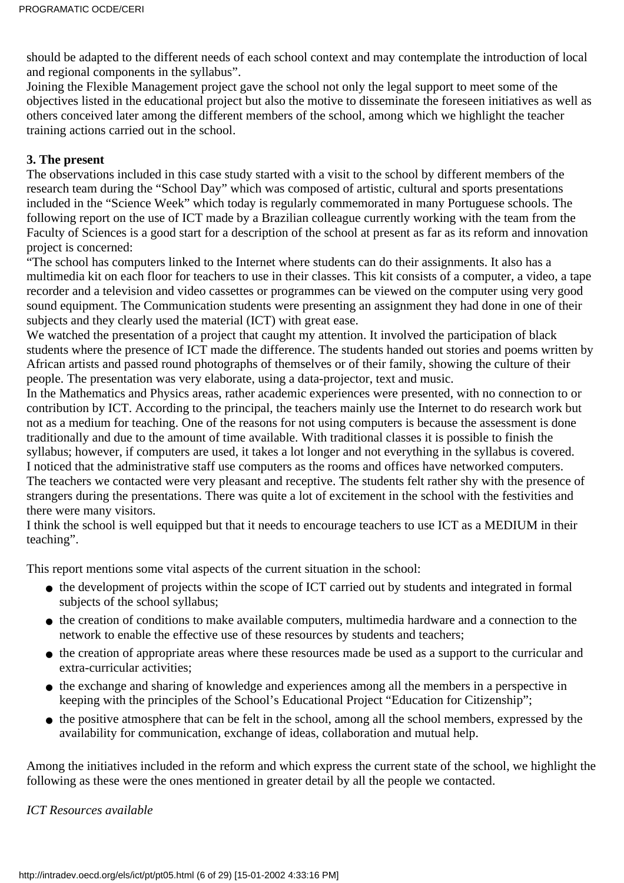should be adapted to the different needs of each school context and may contemplate the introduction of local and regional components in the syllabus".

Joining the Flexible Management project gave the school not only the legal support to meet some of the objectives listed in the educational project but also the motive to disseminate the foreseen initiatives as well as others conceived later among the different members of the school, among which we highlight the teacher training actions carried out in the school.

**3. The present**

The observations included in this case study started with a visit to the school by different members of the research team during the "School Day" which was composed of artistic, cultural and sports presentations included in the "Science Week" which today is regularly commemorated in many Portuguese schools. The following report on the use of ICT made by a Brazilian colleague currently working with the team from the Faculty of Sciences is a good start for a description of the school at present as far as its reform and innovation project is concerned:

"The school has computers linked to the Internet where students can do their assignments. It also has a multimedia kit on each floor for teachers to use in their classes. This kit consists of a computer, a video, a tape recorder and a television and video cassettes or programmes can be viewed on the computer using very good sound equipment. The Communication students were presenting an assignment they had done in one of their subjects and they clearly used the material (ICT) with great ease.

We watched the presentation of a project that caught my attention. It involved the participation of black students where the presence of ICT made the difference. The students handed out stories and poems written by African artists and passed round photographs of themselves or of their family, showing the culture of their people. The presentation was very elaborate, using a data-projector, text and music.

In the Mathematics and Physics areas, rather academic experiences were presented, with no connection to or contribution by ICT. According to the principal, the teachers mainly use the Internet to do research work but not as a medium for teaching. One of the reasons for not using computers is because the assessment is done traditionally and due to the amount of time available. With traditional classes it is possible to finish the syllabus; however, if computers are used, it takes a lot longer and not everything in the syllabus is covered.

I noticed that the administrative staff use computers as the rooms and offices have networked computers.

The teachers we contacted were very pleasant and receptive. The students felt rather shy with the presence of strangers during the presentations. There was quite a lot of excitement in the school with the festivities and there were many visitors.

I think the school is well equipped but that it needs to encourage teachers to use ICT as a MEDIUM in their teaching".

This report mentions some vital aspects of the current situation in the school:

- the development of projects within the scope of ICT carried out by students and integrated in formal subjects of the school syllabus;
- the creation of conditions to make available computers, multimedia hardware and a connection to the network to enable the effective use of these resources by students and teachers;
- the creation of appropriate areas where these resources made be used as a support to the curricular and extra-curricular activities;
- the exchange and sharing of knowledge and experiences among all the members in a perspective in keeping with the principles of the School's Educational Project "Education for Citizenship";
- the positive atmosphere that can be felt in the school, among all the school members, expressed by the availability for communication, exchange of ideas, collaboration and mutual help.

Among the initiatives included in the reform and which express the current state of the school, we highlight the following as these were the ones mentioned in greater detail by all the people we contacted.

*ICT Resources available*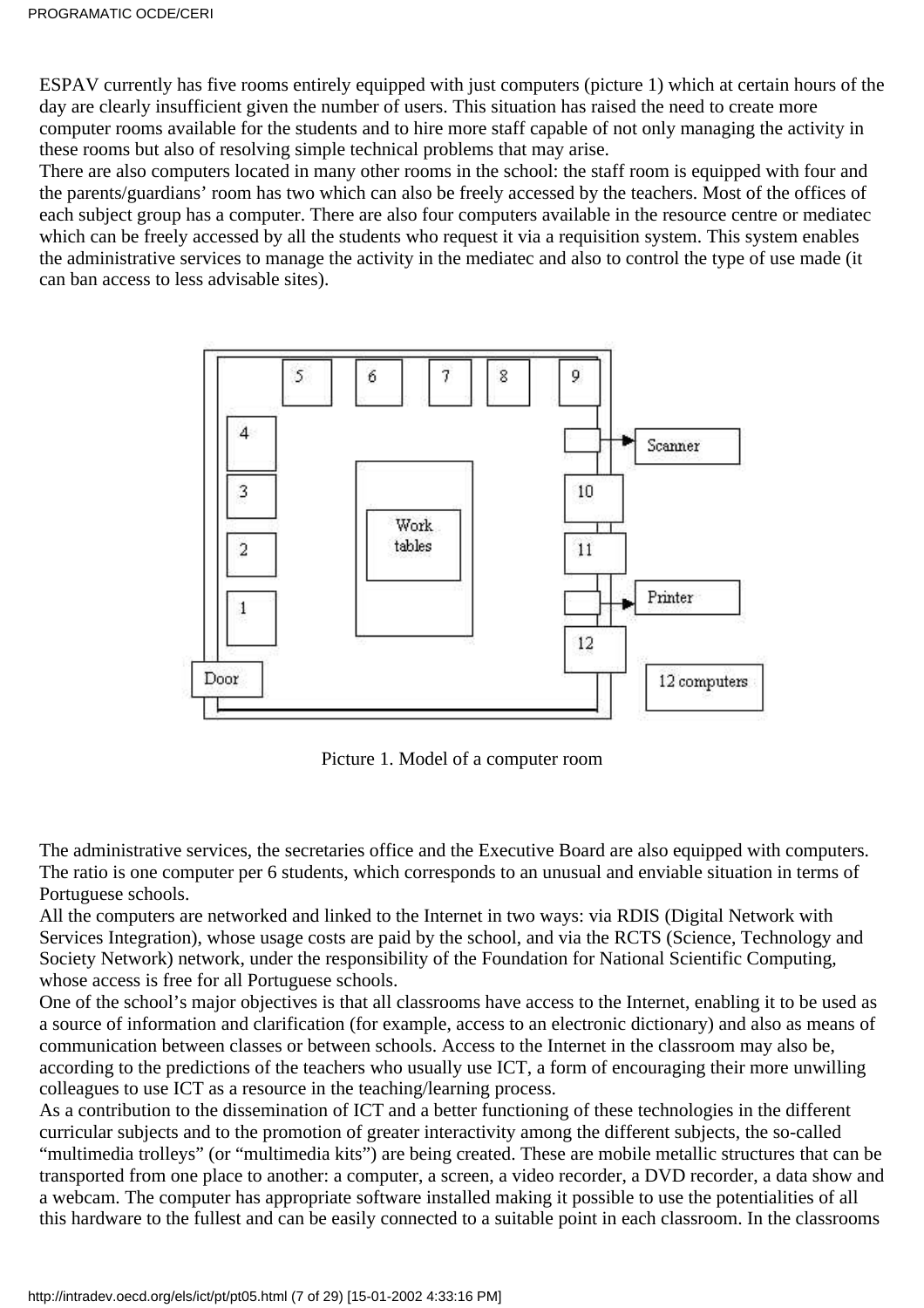ESPAV currently has five rooms entirely equipped with just computers (picture 1) which at certain hours of the day are clearly insufficient given the number of users. This situation has raised the need to create more computer rooms available for the students and to hire more staff capable of not only managing the activity in these rooms but also of resolving simple technical problems that may arise.

There are also computers located in many other rooms in the school: the staff room is equipped with four and the parents/guardians' room has two which can also be freely accessed by the teachers. Most of the offices of each subject group has a computer. There are also four computers available in the resource centre or mediatec which can be freely accessed by all the students who request it via a requisition system. This system enables the administrative services to manage the activity in the mediatec and also to control the type of use made (it can ban access to less advisable sites).

Picture 1. Model of a computer room

The administrative services, the secretaries office and the Executive Board are also equipped with computers. The ratio is one computer per 6 students, which corresponds to an unusual and enviable situation in terms of Portuguese schools.

All the computers are networked and linked to the Internet in two ways: via RDIS (Digital Network with Services Integration), whose usage costs are paid by the school, and via the RCTS (Science, Technology and Society Network) network, under the responsibility of the Foundation for National Scientific Computing, whose access is free for all Portuguese schools.

One of the school's major objectives is that all classrooms have access to the Internet, enabling it to be used as a source of information and clarification (for example, access to an electronic dictionary) and also as means of communication between classes or between schools. Access to the Internet in the classroom may also be, according to the predictions of the teachers who usually use ICT, a form of encouraging their more unwilling colleagues to use ICT as a resource in the teaching/learning process.

As a contribution to the dissemination of ICT and a better functioning of these technologies in the different curricular subjects and to the promotion of greater interactivity among the different subjects, the so-called "multimedia trolleys" (or "multimedia kits") are being created. These are mobile metallic structures that can be transported from one place to another: a computer, a screen, a video recorder, a DVD recorder, a data show and a webcam. The computer has appropriate software installed making it possible to use the potentialities of all this hardware to the fullest and can be easily connected to a suitable point in each classroom. In the classrooms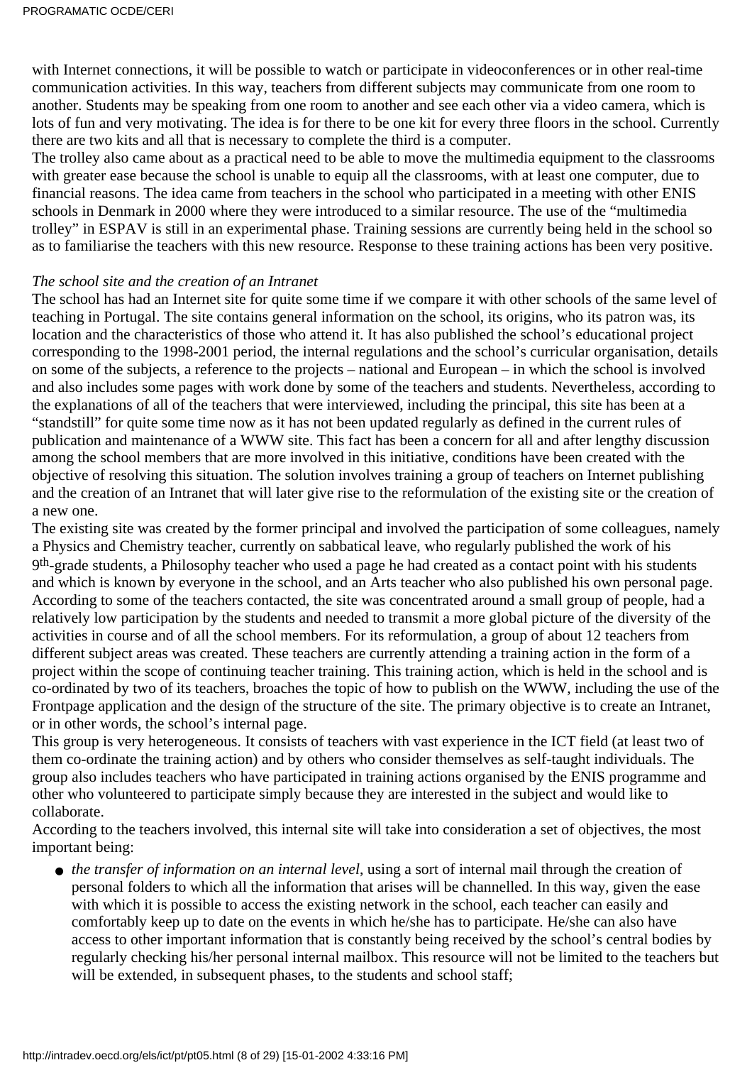with Internet connections, it will be possible to watch or participate in videoconferences or in other real-time communication activities. In this way, teachers from different subjects may communicate from one room to another. Students may be speaking from one room to another and see each other via a video camera, which is lots of fun and very motivating. The idea is for there to be one kit for every three floors in the school. Currently there are two kits and all that is necessary to complete the third is a computer.

The trolley also came about as a practical need to be able to move the multimedia equipment to the classrooms with greater ease because the school is unable to equip all the classrooms, with at least one computer, due to financial reasons. The idea came from teachers in the school who participated in a meeting with other ENIS schools in Denmark in 2000 where they were introduced to a similar resource. The use of the "multimedia trolley" in ESPAV is still in an experimental phase. Training sessions are currently being held in the school so as to familiarise the teachers with this new resource. Response to these training actions has been very positive.

*The school site and the creation of an Intranet*

The school has had an Internet site for quite some time if we compare it with other schools of the same level of teaching in Portugal. The site contains general information on the school, its origins, who its patron was, its location and the characteristics of those who attend it. It has also published the school's educational project corresponding to the 1998-2001 period, the internal regulations and the school's curricular organisation, details on some of the subjects, a reference to the projects – national and European – in which the school is involved and also includes some pages with work done by some of the teachers and students. Nevertheless, according to the explanations of all of the teachers that were interviewed, including the principal, this site has been at a "standstill" for quite some time now as it has not been updated regularly as defined in the current rules of publication and maintenance of a WWW site. This fact has been a concern for all and after lengthy discussion among the school members that are more involved in this initiative, conditions have been created with the objective of resolving this situation. The solution involves training a group of teachers on Internet publishing and the creation of an Intranet that will later give rise to the reformulation of the existing site or the creation of a new one.

The existing site was created by the former principal and involved the participation of some colleagues, namely a Physics and Chemistry teacher, currently on sabbatical leave, who regularly published the work of his 9th-grade students, a Philosophy teacher who used a page he had created as a contact point with his students and which is known by everyone in the school, and an Arts teacher who also published his own personal page. According to some of the teachers contacted, the site was concentrated around a small group of people, had a relatively low participation by the students and needed to transmit a more global picture of the diversity of the activities in course and of all the school members. For its reformulation, a group of about 12 teachers from different subject areas was created. These teachers are currently attending a training action in the form of a project within the scope of continuing teacher training. This training action, which is held in the school and is co-ordinated by two of its teachers, broaches the topic of how to publish on the WWW, including the use of the Frontpage application and the design of the structure of the site. The primary objective is to create an Intranet, or in other words, the school's internal page.

This group is very heterogeneous. It consists of teachers with vast experience in the ICT field (at least two of them co-ordinate the training action) and by others who consider themselves as self-taught individuals. The group also includes teachers who have participated in training actions organised by the ENIS programme and other who volunteered to participate simply because they are interested in the subject and would like to collaborate.

According to the teachers involved, this internal site will take into consideration a set of objectives, the most important being:

- *the transfer of information on an internal level*, using a sort of internal mail through the creation of personal folders to which all the information that arises will be channelled. In this way, given the ease with which it is possible to access the existing network in the school, each teacher can easily and comfortably keep up to date on the events in which he/she has to participate. He/she can also have access to other important information that is constantly being received by the school's central bodies by regularly checking his/her personal internal mailbox. This resource will not be limited to the teachers but will be extended, in subsequent phases, to the students and school staff;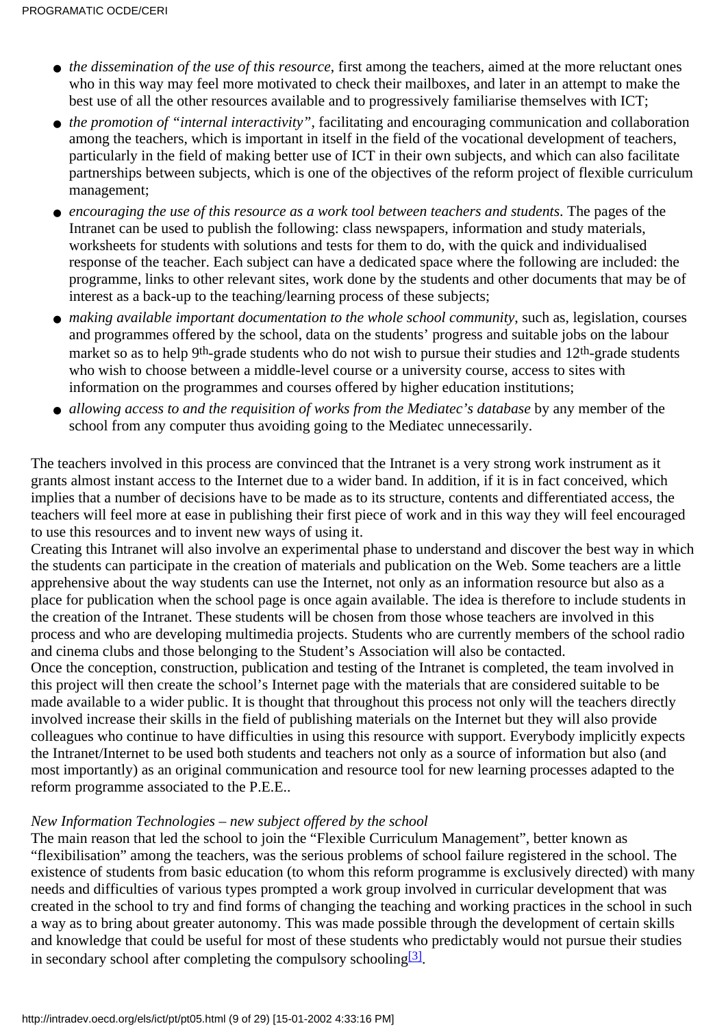- *the dissemination of the use of this resource*, first among the teachers, aimed at the more reluctant ones who in this way may feel more motivated to check their mailboxes, and later in an attempt to make the best use of all the other resources available and to progressively familiarise themselves with ICT;
- *the promotion of "internal interactivity"*, facilitating and encouraging communication and collaboration among the teachers, which is important in itself in the field of the vocational development of teachers, particularly in the field of making better use of ICT in their own subjects, and which can also facilitate partnerships between subjects, which is one of the objectives of the reform project of flexible curriculum management;
- *encouraging the use of this resource as a work tool between teachers and students*. The pages of the Intranet can be used to publish the following: class newspapers, information and study materials, worksheets for students with solutions and tests for them to do, with the quick and individualised response of the teacher. Each subject can have a dedicated space where the following are included: the programme, links to other relevant sites, work done by the students and other documents that may be of interest as a back-up to the teaching/learning process of these subjects;
- *making available important documentation to the whole school community*, such as, legislation, courses and programmes offered by the school, data on the students' progress and suitable jobs on the labour market so as to help 9th-grade students who do not wish to pursue their studies and 12th-grade students who wish to choose between a middle-level course or a university course, access to sites with information on the programmes and courses offered by higher education institutions;
- *allowing access to and the requisition of works from the Mediatec's database* by any member of the school from any computer thus avoiding going to the Mediatec unnecessarily.

The teachers involved in this process are convinced that the Intranet is a very strong work instrument as it grants almost instant access to the Internet due to a wider band. In addition, if it is in fact conceived, which implies that a number of decisions have to be made as to its structure, contents and differentiated access, the teachers will feel more at ease in publishing their first piece of work and in this way they will feel encouraged to use this resources and to invent new ways of using it.

Creating this Intranet will also involve an experimental phase to understand and discover the best way in which the students can participate in the creation of materials and publication on the Web. Some teachers are a little apprehensive about the way students can use the Internet, not only as an information resource but also as a place for publication when the school page is once again available. The idea is therefore to include students in the creation of the Intranet. These students will be chosen from those whose teachers are involved in this process and who are developing multimedia projects. Students who are currently members of the school radio and cinema clubs and those belonging to the Student's Association will also be contacted.

Once the conception, construction, publication and testing of the Intranet is completed, the team involved in this project will then create the school's Internet page with the materials that are considered suitable to be made available to a wider public. It is thought that throughout this process not only will the teachers directly involved increase their skills in the field of publishing materials on the Internet but they will also provide colleagues who continue to have difficulties in using this resource with support. Everybody implicitly expects the Intranet/Internet to be used both students and teachers not only as a source of information but also (and most importantly) as an original communication and resource tool for new learning processes adapted to the reform programme associated to the P.E.E..

*New Information Technologies – new subject offered by the school*

The main reason that led the school to join the "Flexible Curriculum Management", better known as "flexibilisation" among the teachers, was the serious problems of school failure registered in the school. The existence of students from basic education (to whom this reform programme is exclusively directed) with many needs and difficulties of various types prompted a work group involved in curricular development that was created in the school to try and find forms of changing the teaching and working practices in the school in such a way as to bring about greater autonomy. This was made possible through the development of certain skills and knowledge that could be useful for most of these students who predictably would not pursue their studies in secondary school after completing the compulsory schooling[3].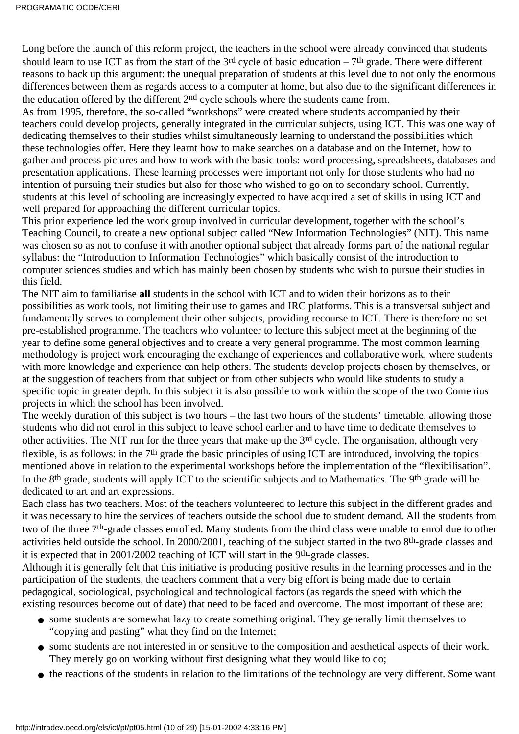Long before the launch of this reform project, the teachers in the school were already convinced that students should learn to use ICT as from the start of the 3rd cycle of basic education – 7th grade. There were different reasons to back up this argument: the unequal preparation of students at this level due to not only the enormous differences between them as regards access to a computer at home, but also due to the significant differences in the education offered by the different 2nd cycle schools where the students came from.

As from 1995, therefore, the so-called "workshops" were created where students accompanied by their teachers could develop projects, generally integrated in the curricular subjects, using ICT. This was one way of dedicating themselves to their studies whilst simultaneously learning to understand the possibilities which these technologies offer. Here they learnt how to make searches on a database and on the Internet, how to gather and process pictures and how to work with the basic tools: word processing, spreadsheets, databases and presentation applications. These learning processes were important not only for those students who had no intention of pursuing their studies but also for those who wished to go on to secondary school. Currently, students at this level of schooling are increasingly expected to have acquired a set of skills in using ICT and well prepared for approaching the different curricular topics.

This prior experience led the work group involved in curricular development, together with the school's Teaching Council, to create a new optional subject called "New Information Technologies" (NIT). This name was chosen so as not to confuse it with another optional subject that already forms part of the national regular syllabus: the "Introduction to Information Technologies" which basically consist of the introduction to computer sciences studies and which has mainly been chosen by students who wish to pursue their studies in this field.

The NIT aim to familiarise **all** students in the school with ICT and to widen their horizons as to their possibilities as work tools, not limiting their use to games and IRC platforms. This is a transversal subject and fundamentally serves to complement their other subjects, providing recourse to ICT. There is therefore no set pre-established programme. The teachers who volunteer to lecture this subject meet at the beginning of the year to define some general objectives and to create a very general programme. The most common learning methodology is project work encouraging the exchange of experiences and collaborative work, where students with more knowledge and experience can help others. The students develop projects chosen by themselves, or at the suggestion of teachers from that subject or from other subjects who would like students to study a specific topic in greater depth. In this subject it is also possible to work within the scope of the two Comenius projects in which the school has been involved.

The weekly duration of this subject is two hours – the last two hours of the students' timetable, allowing those students who did not enrol in this subject to leave school earlier and to have time to dedicate themselves to other activities. The NIT run for the three years that make up the 3rd cycle. The organisation, although very flexible, is as follows: in the 7th grade the basic principles of using ICT are introduced, involving the topics mentioned above in relation to the experimental workshops before the implementation of the "flexibilisation". In the 8th grade, students will apply ICT to the scientific subjects and to Mathematics. The 9th grade will be dedicated to art and art expressions.

Each class has two teachers. Most of the teachers volunteered to lecture this subject in the different grades and it was necessary to hire the services of teachers outside the school due to student demand. All the students from two of the three 7th-grade classes enrolled. Many students from the third class were unable to enrol due to other activities held outside the school. In 2000/2001, teaching of the subject started in the two 8th-grade classes and it is expected that in 2001/2002 teaching of ICT will start in the 9th-grade classes.

Although it is generally felt that this initiative is producing positive results in the learning processes and in the participation of the students, the teachers comment that a very big effort is being made due to certain pedagogical, sociological, psychological and technological factors (as regards the speed with which the existing resources become out of date) that need to be faced and overcome. The most important of these are:

- some students are somewhat lazy to create something original. They generally limit themselves to "copying and pasting" what they find on the Internet;
- some students are not interested in or sensitive to the composition and aesthetical aspects of their work. They merely go on working without first designing what they would like to do;
- the reactions of the students in relation to the limitations of the technology are very different. Some want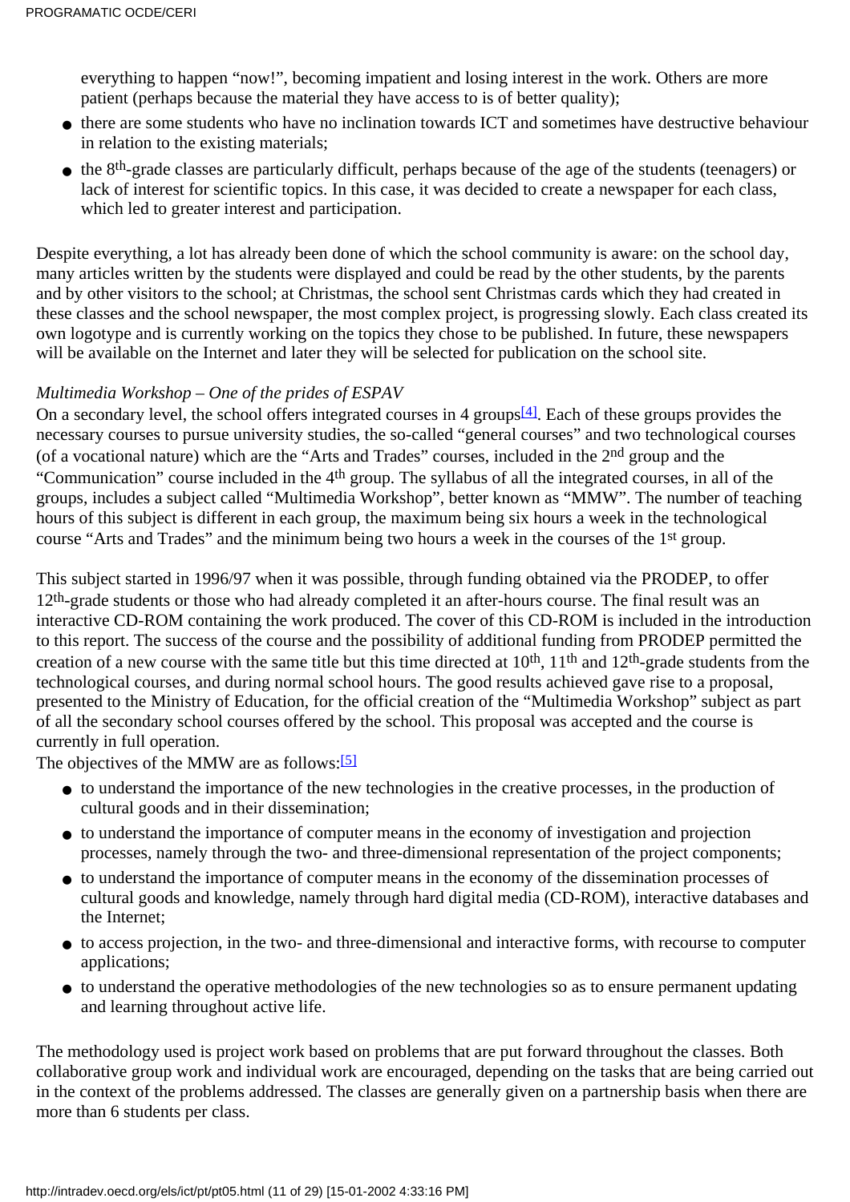everything to happen "now!", becoming impatient and losing interest in the work. Others are more patient (perhaps because the material they have access to is of better quality);

- there are some students who have no inclination towards ICT and sometimes have destructive behaviour in relation to the existing materials;
- the 8th-grade classes are particularly difficult, perhaps because of the age of the students (teenagers) or lack of interest for scientific topics. In this case, it was decided to create a newspaper for each class, which led to greater interest and participation.

Despite everything, a lot has already been done of which the school community is aware: on the school day, many articles written by the students were displayed and could be read by the other students, by the parents and by other visitors to the school; at Christmas, the school sent Christmas cards which they had created in these classes and the school newspaper, the most complex project, is progressing slowly. Each class created its own logotype and is currently working on the topics they chose to be published. In future, these newspapers will be available on the Internet and later they will be selected for publication on the school site.

*Multimedia Workshop – One of the prides of ESPAV*

On a secondary level, the school offers integrated courses in 4 groups[4]. Each of these groups provides the necessary courses to pursue university studies, the so-called "general courses" and two technological courses (of a vocational nature) which are the "Arts and Trades" courses, included in the 2nd group and the "Communication" course included in the 4th group. The syllabus of all the integrated courses, in all of the groups, includes a subject called "Multimedia Workshop", better known as "MMW". The number of teaching hours of this subject is different in each group, the maximum being six hours a week in the technological course "Arts and Trades" and the minimum being two hours a week in the courses of the 1st group.

This subject started in 1996/97 when it was possible, through funding obtained via the PRODEP, to offer 12th-grade students or those who had already completed it an after-hours course. The final result was an interactive CD-ROM containing the work produced. The cover of this CD-ROM is included in the introduction to this report. The success of the course and the possibility of additional funding from PRODEP permitted the creation of a new course with the same title but this time directed at 10th, 11th and 12th-grade students from the technological courses, and during normal school hours. The good results achieved gave rise to a proposal, presented to the Ministry of Education, for the official creation of the "Multimedia Workshop" subject as part of all the secondary school courses offered by the school. This proposal was accepted and the course is currently in full operation.

The objectives of the MMW are as follows:[5]

- to understand the importance of the new technologies in the creative processes, in the production of cultural goods and in their dissemination;
- to understand the importance of computer means in the economy of investigation and projection processes, namely through the two- and three-dimensional representation of the project components;
- to understand the importance of computer means in the economy of the dissemination processes of cultural goods and knowledge, namely through hard digital media (CD-ROM), interactive databases and the Internet;
- to access projection, in the two- and three-dimensional and interactive forms, with recourse to computer applications;
- to understand the operative methodologies of the new technologies so as to ensure permanent updating and learning throughout active life.

The methodology used is project work based on problems that are put forward throughout the classes. Both collaborative group work and individual work are encouraged, depending on the tasks that are being carried out in the context of the problems addressed. The classes are generally given on a partnership basis when there are more than 6 students per class.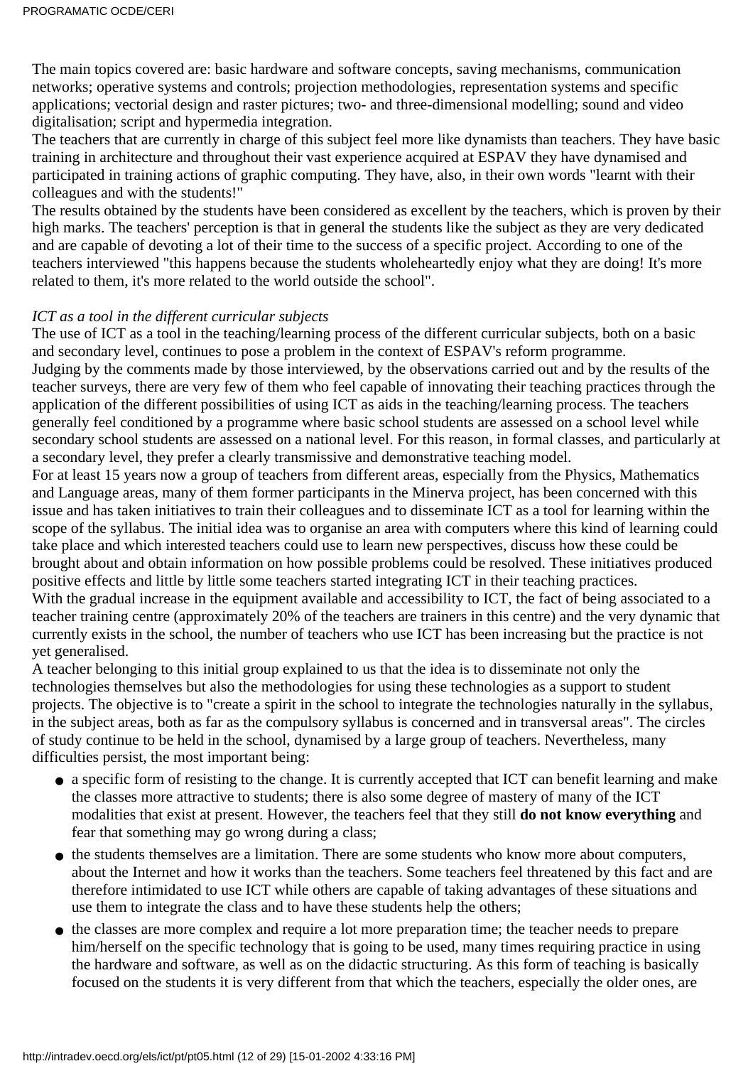The main topics covered are: basic hardware and software concepts, saving mechanisms, communication networks; operative systems and controls; projection methodologies, representation systems and specific applications; vectorial design and raster pictures; two- and three-dimensional modelling; sound and video digitalisation; script and hypermedia integration.

The teachers that are currently in charge of this subject feel more like dynamists than teachers. They have basic training in architecture and throughout their vast experience acquired at ESPAV they have dynamised and participated in training actions of graphic computing. They have, also, in their own words "learnt with their colleagues and with the students!"

The results obtained by the students have been considered as excellent by the teachers, which is proven by their high marks. The teachers' perception is that in general the students like the subject as they are very dedicated and are capable of devoting a lot of their time to the success of a specific project. According to one of the teachers interviewed "this happens because the students wholeheartedly enjoy what they are doing! It's more related to them, it's more related to the world outside the school".

*ICT as a tool in the different curricular subjects*

The use of ICT as a tool in the teaching/learning process of the different curricular subjects, both on a basic and secondary level, continues to pose a problem in the context of ESPAV's reform programme.

Judging by the comments made by those interviewed, by the observations carried out and by the results of the teacher surveys, there are very few of them who feel capable of innovating their teaching practices through the application of the different possibilities of using ICT as aids in the teaching/learning process. The teachers generally feel conditioned by a programme where basic school students are assessed on a school level while secondary school students are assessed on a national level. For this reason, in formal classes, and particularly at a secondary level, they prefer a clearly transmissive and demonstrative teaching model.

For at least 15 years now a group of teachers from different areas, especially from the Physics, Mathematics and Language areas, many of them former participants in the Minerva project, has been concerned with this issue and has taken initiatives to train their colleagues and to disseminate ICT as a tool for learning within the scope of the syllabus. The initial idea was to organise an area with computers where this kind of learning could take place and which interested teachers could use to learn new perspectives, discuss how these could be brought about and obtain information on how possible problems could be resolved. These initiatives produced positive effects and little by little some teachers started integrating ICT in their teaching practices.

With the gradual increase in the equipment available and accessibility to ICT, the fact of being associated to a teacher training centre (approximately 20% of the teachers are trainers in this centre) and the very dynamic that currently exists in the school, the number of teachers who use ICT has been increasing but the practice is not yet generalised.

A teacher belonging to this initial group explained to us that the idea is to disseminate not only the technologies themselves but also the methodologies for using these technologies as a support to student projects. The objective is to "create a spirit in the school to integrate the technologies naturally in the syllabus, in the subject areas, both as far as the compulsory syllabus is concerned and in transversal areas". The circles of study continue to be held in the school, dynamised by a large group of teachers. Nevertheless, many difficulties persist, the most important being:

- a specific form of resisting to the change. It is currently accepted that ICT can benefit learning and make the classes more attractive to students; there is also some degree of mastery of many of the ICT modalities that exist at present. However, the teachers feel that they still **do not know everything** and fear that something may go wrong during a class;
- the students themselves are a limitation. There are some students who know more about computers, about the Internet and how it works than the teachers. Some teachers feel threatened by this fact and are therefore intimidated to use ICT while others are capable of taking advantages of these situations and use them to integrate the class and to have these students help the others;
- the classes are more complex and require a lot more preparation time; the teacher needs to prepare him/herself on the specific technology that is going to be used, many times requiring practice in using the hardware and software, as well as on the didactic structuring. As this form of teaching is basically focused on the students it is very different from that which the teachers, especially the older ones, are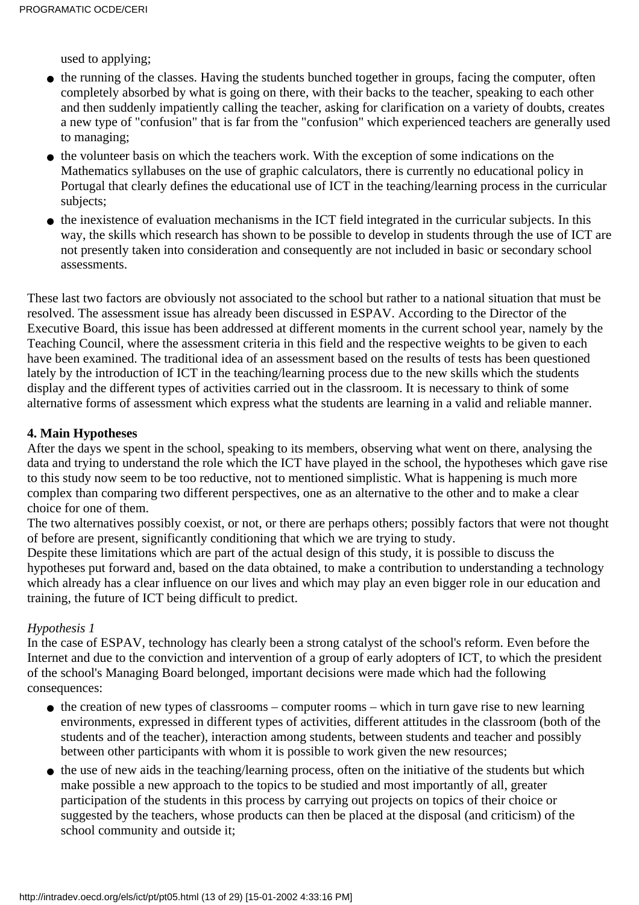used to applying;

- the running of the classes. Having the students bunched together in groups, facing the computer, often completely absorbed by what is going on there, with their backs to the teacher, speaking to each other and then suddenly impatiently calling the teacher, asking for clarification on a variety of doubts, creates a new type of "confusion" that is far from the "confusion" which experienced teachers are generally used to managing;
- the volunteer basis on which the teachers work. With the exception of some indications on the Mathematics syllabuses on the use of graphic calculators, there is currently no educational policy in Portugal that clearly defines the educational use of ICT in the teaching/learning process in the curricular subjects;
- the inexistence of evaluation mechanisms in the ICT field integrated in the curricular subjects. In this way, the skills which research has shown to be possible to develop in students through the use of ICT are not presently taken into consideration and consequently are not included in basic or secondary school assessments.

These last two factors are obviously not associated to the school but rather to a national situation that must be resolved. The assessment issue has already been discussed in ESPAV. According to the Director of the Executive Board, this issue has been addressed at different moments in the current school year, namely by the Teaching Council, where the assessment criteria in this field and the respective weights to be given to each have been examined. The traditional idea of an assessment based on the results of tests has been questioned lately by the introduction of ICT in the teaching/learning process due to the new skills which the students display and the different types of activities carried out in the classroom. It is necessary to think of some alternative forms of assessment which express what the students are learning in a valid and reliable manner.

**4. Main Hypotheses**

After the days we spent in the school, speaking to its members, observing what went on there, analysing the data and trying to understand the role which the ICT have played in the school, the hypotheses which gave rise to this study now seem to be too reductive, not to mentioned simplistic. What is happening is much more complex than comparing two different perspectives, one as an alternative to the other and to make a clear choice for one of them.

The two alternatives possibly coexist, or not, or there are perhaps others; possibly factors that were not thought of before are present, significantly conditioning that which we are trying to study.

Despite these limitations which are part of the actual design of this study, it is possible to discuss the hypotheses put forward and, based on the data obtained, to make a contribution to understanding a technology which already has a clear influence on our lives and which may play an even bigger role in our education and training, the future of ICT being difficult to predict.

*Hypothesis 1*

In the case of ESPAV, technology has clearly been a strong catalyst of the school's reform. Even before the Internet and due to the conviction and intervention of a group of early adopters of ICT, to which the president of the school's Managing Board belonged, important decisions were made which had the following consequences:

- the creation of new types of classrooms – computer rooms – which in turn gave rise to new learning environments, expressed in different types of activities, different attitudes in the classroom (both of the students and of the teacher), interaction among students, between students and teacher and possibly between other participants with whom it is possible to work given the new resources;
- the use of new aids in the teaching/learning process, often on the initiative of the students but which make possible a new approach to the topics to be studied and most importantly of all, greater participation of the students in this process by carrying out projects on topics of their choice or suggested by the teachers, whose products can then be placed at the disposal (and criticism) of the school community and outside it;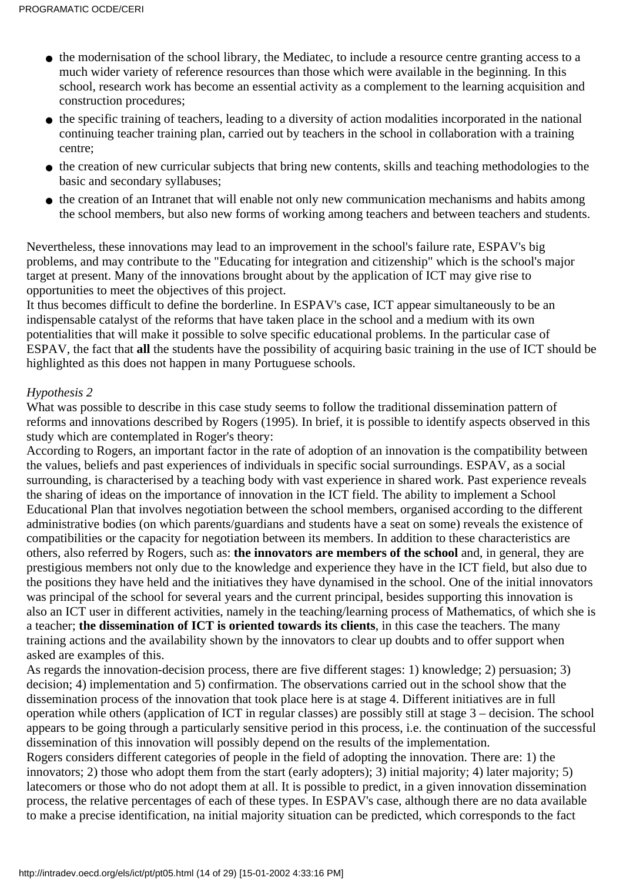- the modernisation of the school library, the Mediatec, to include a resource centre granting access to a much wider variety of reference resources than those which were available in the beginning. In this school, research work has become an essential activity as a complement to the learning acquisition and construction procedures;
- the specific training of teachers, leading to a diversity of action modalities incorporated in the national continuing teacher training plan, carried out by teachers in the school in collaboration with a training centre;
- the creation of new curricular subjects that bring new contents, skills and teaching methodologies to the basic and secondary syllabuses;
- the creation of an Intranet that will enable not only new communication mechanisms and habits among the school members, but also new forms of working among teachers and between teachers and students.

Nevertheless, these innovations may lead to an improvement in the school's failure rate, ESPAV's big problems, and may contribute to the "Educating for integration and citizenship" which is the school's major target at present. Many of the innovations brought about by the application of ICT may give rise to opportunities to meet the objectives of this project.
It thus becomes difficult to define the borderline. In ESPAV's case, ICT appear simultaneously to be an indispensable catalyst of the reforms that have taken place in the school and a medium with its own potentialities that will make it possible to solve specific educational problems. In the particular case of ESPAV, the fact that **all** the students have the possibility of acquiring basic training in the use of ICT should be highlighted as this does not happen in many Portuguese schools.

*Hypothesis 2*
What was possible to describe in this case study seems to follow the traditional dissemination pattern of reforms and innovations described by Rogers (1995). In brief, it is possible to identify aspects observed in this study which are contemplated in Roger's theory:
According to Rogers, an important factor in the rate of adoption of an innovation is the compatibility between the values, beliefs and past experiences of individuals in specific social surroundings. ESPAV, as a social surrounding, is characterised by a teaching body with vast experience in shared work. Past experience reveals the sharing of ideas on the importance of innovation in the ICT field. The ability to implement a School Educational Plan that involves negotiation between the school members, organised according to the different administrative bodies (on which parents/guardians and students have a seat on some) reveals the existence of compatibilities or the capacity for negotiation between its members. In addition to these characteristics are others, also referred by Rogers, such as: **the innovators are members of the school** and, in general, they are prestigious members not only due to the knowledge and experience they have in the ICT field, but also due to the positions they have held and the initiatives they have dynamised in the school. One of the initial innovators was principal of the school for several years and the current principal, besides supporting this innovation is also an ICT user in different activities, namely in the teaching/learning process of Mathematics, of which she is a teacher; **the dissemination of ICT is oriented towards its clients**, in this case the teachers. The many training actions and the availability shown by the innovators to clear up doubts and to offer support when asked are examples of this.
As regards the innovation-decision process, there are five different stages: 1) knowledge; 2) persuasion; 3) decision; 4) implementation and 5) confirmation. The observations carried out in the school show that the dissemination process of the innovation that took place here is at stage 4. Different initiatives are in full operation while others (application of ICT in regular classes) are possibly still at stage 3 – decision. The school appears to be going through a particularly sensitive period in this process, i.e. the continuation of the successful dissemination of this innovation will possibly depend on the results of the implementation.
Rogers considers different categories of people in the field of adopting the innovation. There are: 1) the innovators; 2) those who adopt them from the start (early adopters); 3) initial majority; 4) later majority; 5) latecomers or those who do not adopt them at all. It is possible to predict, in a given innovation dissemination process, the relative percentages of each of these types. In ESPAV's case, although there are no data available to make a precise identification, na initial majority situation can be predicted, which corresponds to the fact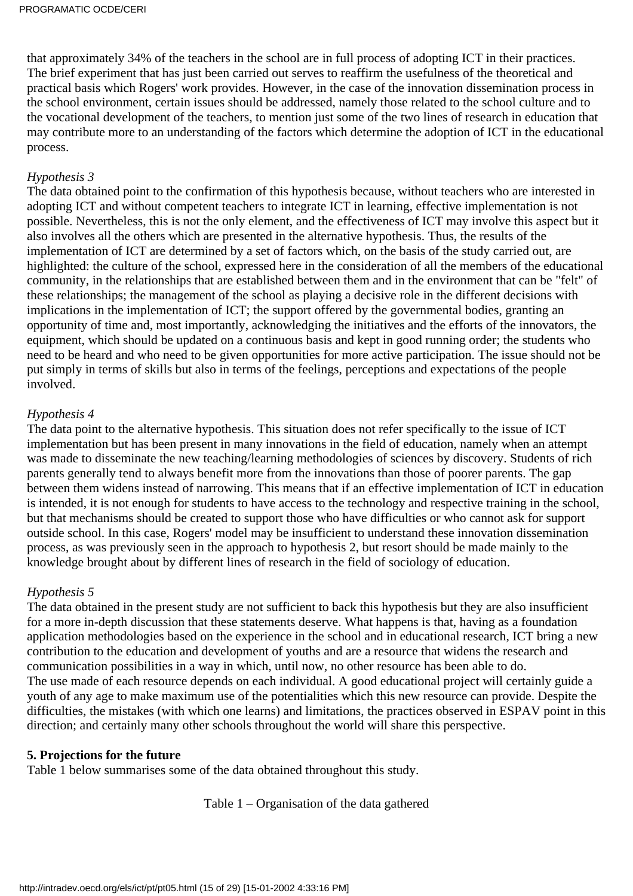that approximately 34% of the teachers in the school are in full process of adopting ICT in their practices. The brief experiment that has just been carried out serves to reaffirm the usefulness of the theoretical and practical basis which Rogers' work provides. However, in the case of the innovation dissemination process in the school environment, certain issues should be addressed, namely those related to the school culture and to the vocational development of the teachers, to mention just some of the two lines of research in education that may contribute more to an understanding of the factors which determine the adoption of ICT in the educational process.

*Hypothesis 3*
The data obtained point to the confirmation of this hypothesis because, without teachers who are interested in adopting ICT and without competent teachers to integrate ICT in learning, effective implementation is not possible. Nevertheless, this is not the only element, and the effectiveness of ICT may involve this aspect but it also involves all the others which are presented in the alternative hypothesis. Thus, the results of the implementation of ICT are determined by a set of factors which, on the basis of the study carried out, are highlighted: the culture of the school, expressed here in the consideration of all the members of the educational community, in the relationships that are established between them and in the environment that can be "felt" of these relationships; the management of the school as playing a decisive role in the different decisions with implications in the implementation of ICT; the support offered by the governmental bodies, granting an opportunity of time and, most importantly, acknowledging the initiatives and the efforts of the innovators, the equipment, which should be updated on a continuous basis and kept in good running order; the students who need to be heard and who need to be given opportunities for more active participation. The issue should not be put simply in terms of skills but also in terms of the feelings, perceptions and expectations of the people involved.

*Hypothesis 4*
The data point to the alternative hypothesis. This situation does not refer specifically to the issue of ICT implementation but has been present in many innovations in the field of education, namely when an attempt was made to disseminate the new teaching/learning methodologies of sciences by discovery. Students of rich parents generally tend to always benefit more from the innovations than those of poorer parents. The gap between them widens instead of narrowing. This means that if an effective implementation of ICT in education is intended, it is not enough for students to have access to the technology and respective training in the school, but that mechanisms should be created to support those who have difficulties or who cannot ask for support outside school. In this case, Rogers' model may be insufficient to understand these innovation dissemination process, as was previously seen in the approach to hypothesis 2, but resort should be made mainly to the knowledge brought about by different lines of research in the field of sociology of education.

*Hypothesis 5*
The data obtained in the present study are not sufficient to back this hypothesis but they are also insufficient for a more in-depth discussion that these statements deserve. What happens is that, having as a foundation application methodologies based on the experience in the school and in educational research, ICT bring a new contribution to the education and development of youths and are a resource that widens the research and communication possibilities in a way in which, until now, no other resource has been able to do.
The use made of each resource depends on each individual. A good educational project will certainly guide a youth of any age to make maximum use of the potentialities which this new resource can provide. Despite the difficulties, the mistakes (with which one learns) and limitations, the practices observed in ESPAV point in this direction; and certainly many other schools throughout the world will share this perspective.

**5. Projections for the future**
Table 1 below summarises some of the data obtained throughout this study.

Table 1 – Organisation of the data gathered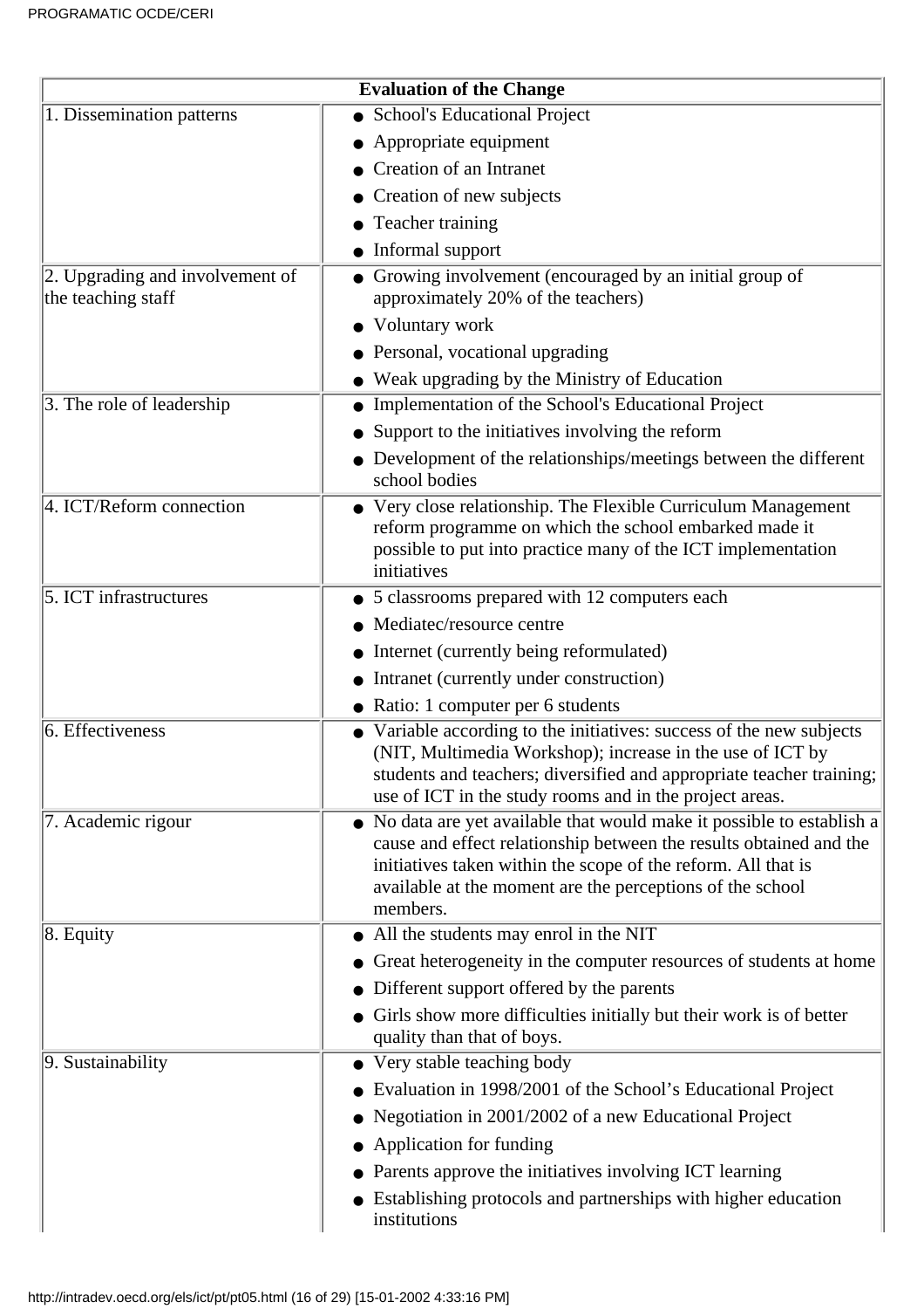| Evaluation of the Change | |
|---|---|
| 1. Dissemination patterns | • School's Educational Project<br>• Appropriate equipment<br>• Creation of an Intranet<br>• Creation of new subjects<br>• Teacher training<br>• Informal support |
| 2. Upgrading and involvement of the teaching staff | • Growing involvement (encouraged by an initial group of approximately 20% of the teachers)<br>• Voluntary work<br>• Personal, vocational upgrading<br>• Weak upgrading by the Ministry of Education |
| 3. The role of leadership | • Implementation of the School's Educational Project<br>• Support to the initiatives involving the reform<br>• Development of the relationships/meetings between the different school bodies |
| 4. ICT/Reform connection | • Very close relationship. The Flexible Curriculum Management reform programme on which the school embarked made it possible to put into practice many of the ICT implementation initiatives |
| 5. ICT infrastructures | • 5 classrooms prepared with 12 computers each<br>• Mediatec/resource centre<br>• Internet (currently being reformulated)<br>• Intranet (currently under construction)<br>• Ratio: 1 computer per 6 students |
| 6. Effectiveness | • Variable according to the initiatives: success of the new subjects (NIT, Multimedia Workshop); increase in the use of ICT by students and teachers; diversified and appropriate teacher training; use of ICT in the study rooms and in the project areas. |
| 7. Academic rigour | • No data are yet available that would make it possible to establish a cause and effect relationship between the results obtained and the initiatives taken within the scope of the reform. All that is available at the moment are the perceptions of the school members. |
| 8. Equity | • All the students may enrol in the NIT<br>• Great heterogeneity in the computer resources of students at home<br>• Different support offered by the parents<br>• Girls show more difficulties initially but their work is of better quality than that of boys. |
| 9. Sustainability | • Very stable teaching body<br>• Evaluation in 1998/2001 of the School's Educational Project<br>• Negotiation in 2001/2002 of a new Educational Project<br>• Application for funding<br>• Parents approve the initiatives involving ICT learning<br>• Establishing protocols and partnerships with higher education institutions |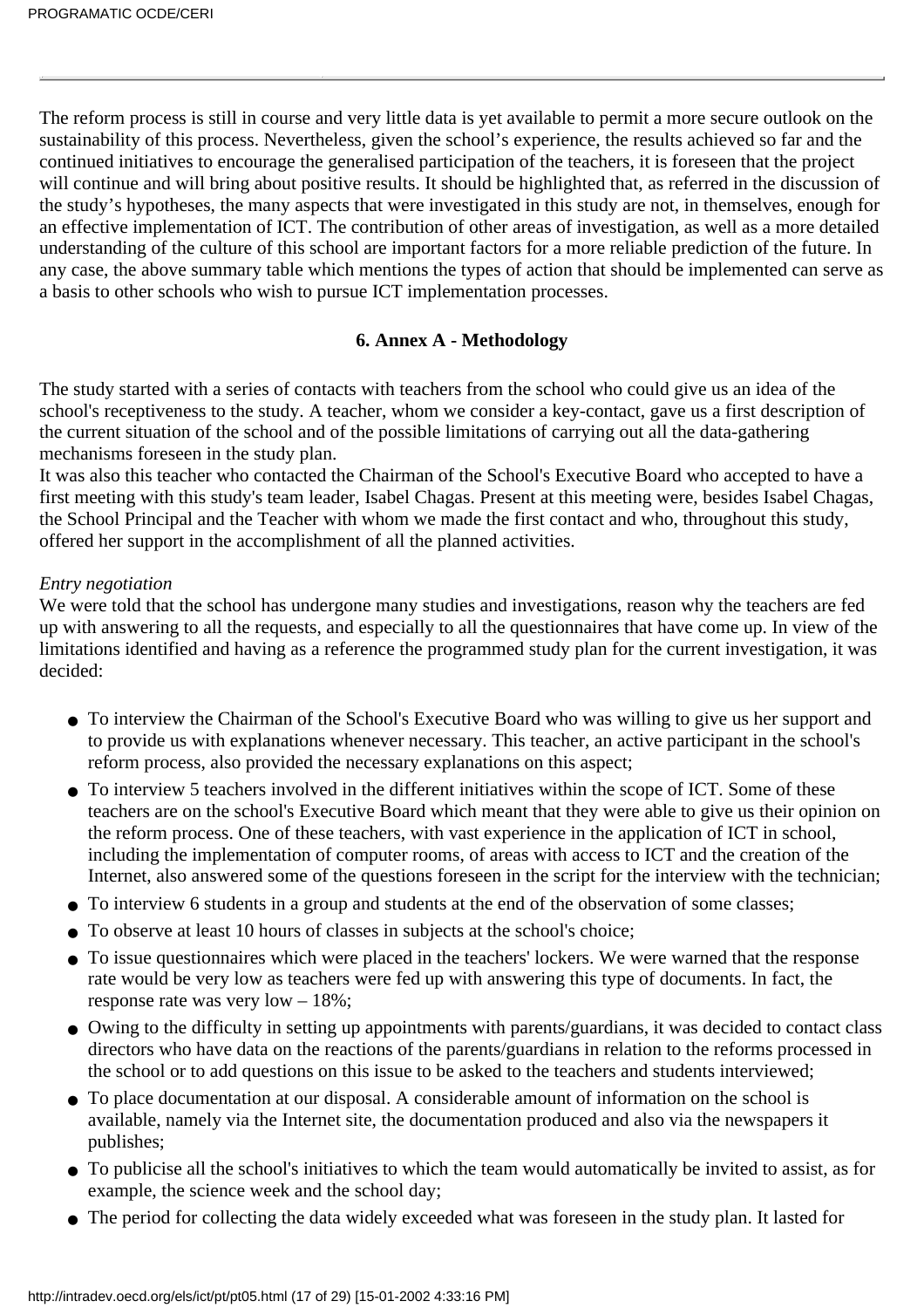The reform process is still in course and very little data is yet available to permit a more secure outlook on the sustainability of this process. Nevertheless, given the school's experience, the results achieved so far and the continued initiatives to encourage the generalised participation of the teachers, it is foreseen that the project will continue and will bring about positive results. It should be highlighted that, as referred in the discussion of the study's hypotheses, the many aspects that were investigated in this study are not, in themselves, enough for an effective implementation of ICT. The contribution of other areas of investigation, as well as a more detailed understanding of the culture of this school are important factors for a more reliable prediction of the future. In any case, the above summary table which mentions the types of action that should be implemented can serve as a basis to other schools who wish to pursue ICT implementation processes.

## 6. Annex A - Methodology

The study started with a series of contacts with teachers from the school who could give us an idea of the school's receptiveness to the study. A teacher, whom we consider a key-contact, gave us a first description of the current situation of the school and of the possible limitations of carrying out all the data-gathering mechanisms foreseen in the study plan.
It was also this teacher who contacted the Chairman of the School's Executive Board who accepted to have a first meeting with this study's team leader, Isabel Chagas. Present at this meeting were, besides Isabel Chagas, the School Principal and the Teacher with whom we made the first contact and who, throughout this study, offered her support in the accomplishment of all the planned activities.

*Entry negotiation*
We were told that the school has undergone many studies and investigations, reason why the teachers are fed up with answering to all the requests, and especially to all the questionnaires that have come up. In view of the limitations identified and having as a reference the programmed study plan for the current investigation, it was decided:

- To interview the Chairman of the School's Executive Board who was willing to give us her support and to provide us with explanations whenever necessary. This teacher, an active participant in the school's reform process, also provided the necessary explanations on this aspect;
- To interview 5 teachers involved in the different initiatives within the scope of ICT. Some of these teachers are on the school's Executive Board which meant that they were able to give us their opinion on the reform process. One of these teachers, with vast experience in the application of ICT in school, including the implementation of computer rooms, of areas with access to ICT and the creation of the Internet, also answered some of the questions foreseen in the script for the interview with the technician;
- To interview 6 students in a group and students at the end of the observation of some classes;
- To observe at least 10 hours of classes in subjects at the school's choice;
- To issue questionnaires which were placed in the teachers' lockers. We were warned that the response rate would be very low as teachers were fed up with answering this type of documents. In fact, the response rate was very low – 18%;
- Owing to the difficulty in setting up appointments with parents/guardians, it was decided to contact class directors who have data on the reactions of the parents/guardians in relation to the reforms processed in the school or to add questions on this issue to be asked to the teachers and students interviewed;
- To place documentation at our disposal. A considerable amount of information on the school is available, namely via the Internet site, the documentation produced and also via the newspapers it publishes;
- To publicise all the school's initiatives to which the team would automatically be invited to assist, as for example, the science week and the school day;
- The period for collecting the data widely exceeded what was foreseen in the study plan. It lasted for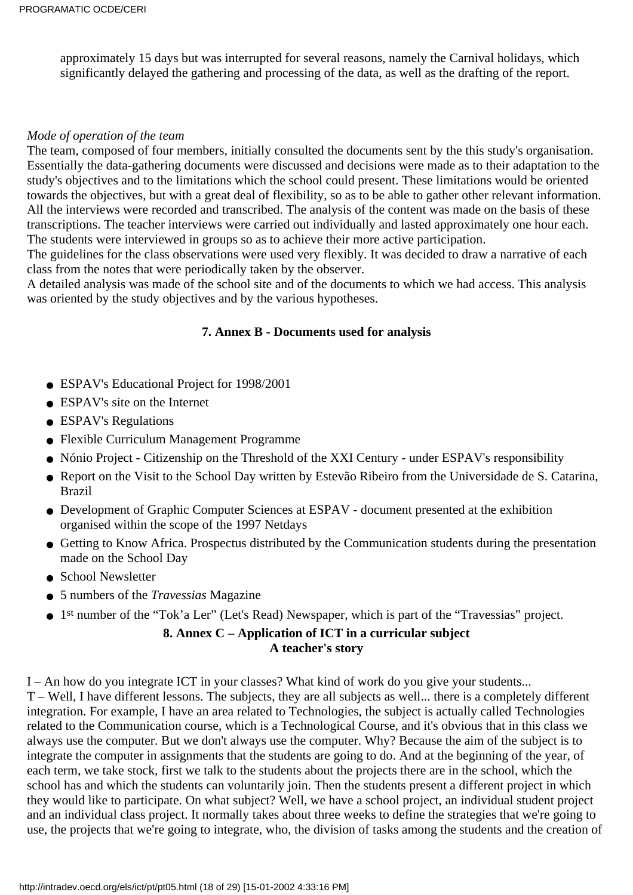approximately 15 days but was interrupted for several reasons, namely the Carnival holidays, which significantly delayed the gathering and processing of the data, as well as the drafting of the report.

*Mode of operation of the team*

The team, composed of four members, initially consulted the documents sent by the this study's organisation. Essentially the data-gathering documents were discussed and decisions were made as to their adaptation to the study's objectives and to the limitations which the school could present. These limitations would be oriented towards the objectives, but with a great deal of flexibility, so as to be able to gather other relevant information. All the interviews were recorded and transcribed. The analysis of the content was made on the basis of these transcriptions. The teacher interviews were carried out individually and lasted approximately one hour each. The students were interviewed in groups so as to achieve their more active participation.

The guidelines for the class observations were used very flexibly. It was decided to draw a narrative of each class from the notes that were periodically taken by the observer.

A detailed analysis was made of the school site and of the documents to which we had access. This analysis was oriented by the study objectives and by the various hypotheses.

## 7. Annex B - Documents used for analysis

- ESPAV's Educational Project for 1998/2001
- ESPAV's site on the Internet
- ESPAV's Regulations
- Flexible Curriculum Management Programme
- Nónio Project - Citizenship on the Threshold of the XXI Century - under ESPAV's responsibility
- Report on the Visit to the School Day written by Estevão Ribeiro from the Universidade de S. Catarina, Brazil
- Development of Graphic Computer Sciences at ESPAV - document presented at the exhibition organised within the scope of the 1997 Netdays
- Getting to Know Africa. Prospectus distributed by the Communication students during the presentation made on the School Day
- School Newsletter
- 5 numbers of the *Travessias* Magazine
- 1st number of the “Tok’a Ler” (Let's Read) Newspaper, which is part of the “Travessias” project.

## 8. Annex C – Application of ICT in a curricular subject
## A teacher's story

I – An how do you integrate ICT in your classes? What kind of work do you give your students...

T – Well, I have different lessons. The subjects, they are all subjects as well... there is a completely different integration. For example, I have an area related to Technologies, the subject is actually called Technologies related to the Communication course, which is a Technological Course, and it's obvious that in this class we always use the computer. But we don't always use the computer. Why? Because the aim of the subject is to integrate the computer in assignments that the students are going to do. And at the beginning of the year, of each term, we take stock, first we talk to the students about the projects there are in the school, which the school has and which the students can voluntarily join. Then the students present a different project in which they would like to participate. On what subject? Well, we have a school project, an individual student project and an individual class project. It normally takes about three weeks to define the strategies that we're going to use, the projects that we're going to integrate, who, the division of tasks among the students and the creation of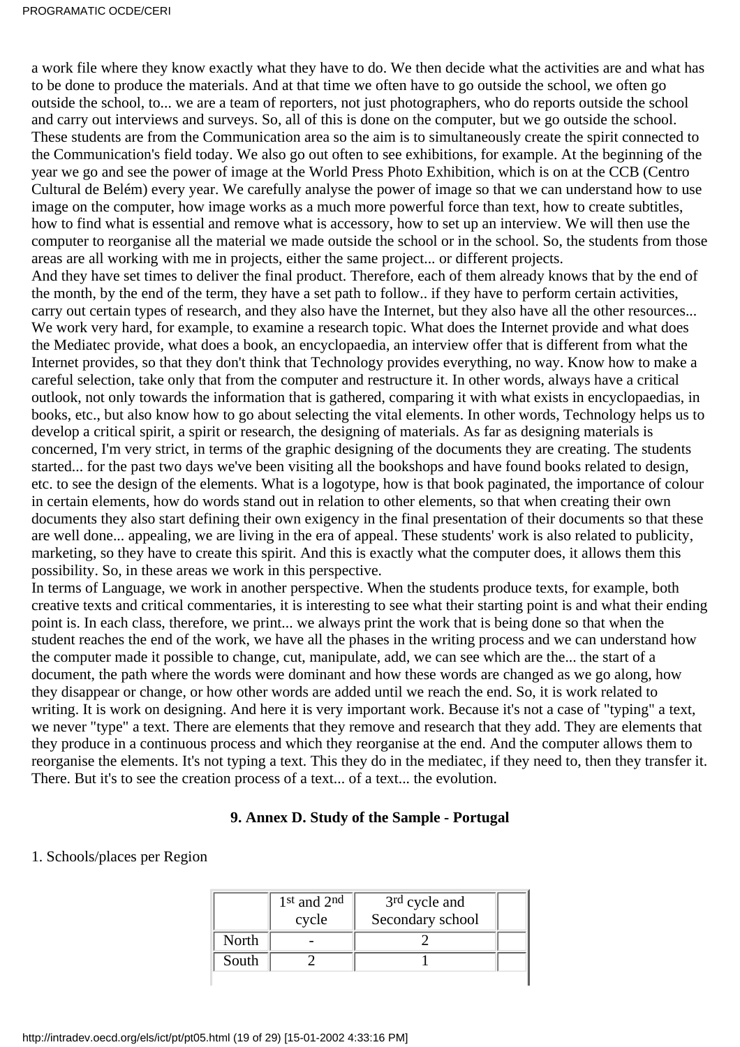a work file where they know exactly what they have to do. We then decide what the activities are and what has to be done to produce the materials. And at that time we often have to go outside the school, we often go outside the school, to... we are a team of reporters, not just photographers, who do reports outside the school and carry out interviews and surveys. So, all of this is done on the computer, but we go outside the school. These students are from the Communication area so the aim is to simultaneously create the spirit connected to the Communication's field today. We also go out often to see exhibitions, for example. At the beginning of the year we go and see the power of image at the World Press Photo Exhibition, which is on at the CCB (Centro Cultural de Belém) every year. We carefully analyse the power of image so that we can understand how to use image on the computer, how image works as a much more powerful force than text, how to create subtitles, how to find what is essential and remove what is accessory, how to set up an interview. We will then use the computer to reorganise all the material we made outside the school or in the school. So, the students from those areas are all working with me in projects, either the same project... or different projects.
And they have set times to deliver the final product. Therefore, each of them already knows that by the end of the month, by the end of the term, they have a set path to follow.. if they have to perform certain activities, carry out certain types of research, and they also have the Internet, but they also have all the other resources... We work very hard, for example, to examine a research topic. What does the Internet provide and what does the Mediatec provide, what does a book, an encyclopaedia, an interview offer that is different from what the Internet provides, so that they don't think that Technology provides everything, no way. Know how to make a careful selection, take only that from the computer and restructure it. In other words, always have a critical outlook, not only towards the information that is gathered, comparing it with what exists in encyclopaedias, in books, etc., but also know how to go about selecting the vital elements. In other words, Technology helps us to develop a critical spirit, a spirit or research, the designing of materials. As far as designing materials is concerned, I'm very strict, in terms of the graphic designing of the documents they are creating. The students started... for the past two days we've been visiting all the bookshops and have found books related to design, etc. to see the design of the elements. What is a logotype, how is that book paginated, the importance of colour in certain elements, how do words stand out in relation to other elements, so that when creating their own documents they also start defining their own exigency in the final presentation of their documents so that these are well done... appealing, we are living in the era of appeal. These students' work is also related to publicity, marketing, so they have to create this spirit. And this is exactly what the computer does, it allows them this possibility. So, in these areas we work in this perspective.
In terms of Language, we work in another perspective. When the students produce texts, for example, both creative texts and critical commentaries, it is interesting to see what their starting point is and what their ending point is. In each class, therefore, we print... we always print the work that is being done so that when the student reaches the end of the work, we have all the phases in the writing process and we can understand how the computer made it possible to change, cut, manipulate, add, we can see which are the... the start of a document, the path where the words were dominant and how these words are changed as we go along, how they disappear or change, or how other words are added until we reach the end. So, it is work related to writing. It is work on designing. And here it is very important work. Because it's not a case of "typing" a text, we never "type" a text. There are elements that they remove and research that they add. They are elements that they produce in a continuous process and which they reorganise at the end. And the computer allows them to reorganise the elements. It's not typing a text. This they do in the mediatec, if they need to, then they transfer it. There. But it's to see the creation process of a text... of a text... the evolution.

## 9. Annex D. Study of the Sample - Portugal

1. Schools/places per Region

| | 1st and 2nd cycle | 3rd cycle and Secondary school | |
|---|---|---|---|
| North | - | 2 | |
| South | 2 | 1 | |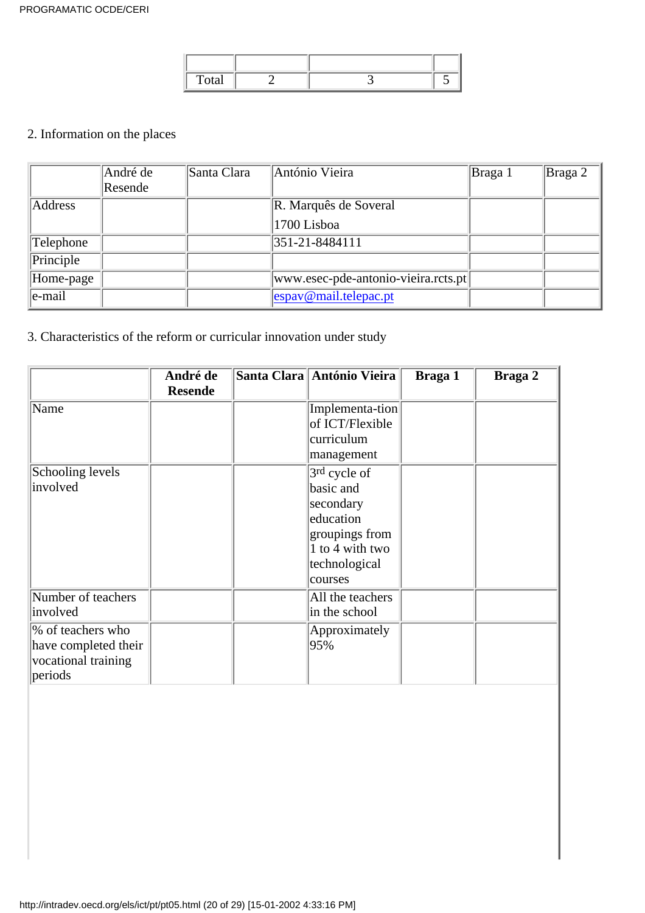| | | | |
|---|---|---|---|
| Total | 2 | 3 | 5 |

2. Information on the places

| | André de Resende | Santa Clara | António Vieira | Braga 1 | Braga 2 |
|---|---|---|---|---|---|
| Address | | | R. Marquês de Soveral<br>1700 Lisboa | | |
| Telephone | | | 351-21-8484111 | | |
| Principle | | | | | |
| Home-page | | | www.esec-pde-antonio-vieira.rcts.pt | | |
| e-mail | | | espav@mail.telepac.pt | | |

3. Characteristics of the reform or curricular innovation under study

| | **André de Resende** | **Santa Clara** | **António Vieira** | **Braga 1** | **Braga 2** |
|---|---|---|---|---|---|
| Name | | | Implementa-tion of ICT/Flexible curriculum management | | |
| Schooling levels involved | | | 3rd cycle of basic and secondary education groupings from 1 to 4 with two technological courses | | |
| Number of teachers involved | | | All the teachers in the school | | |
| % of teachers who have completed their vocational training periods | | | Approximately 95% | | |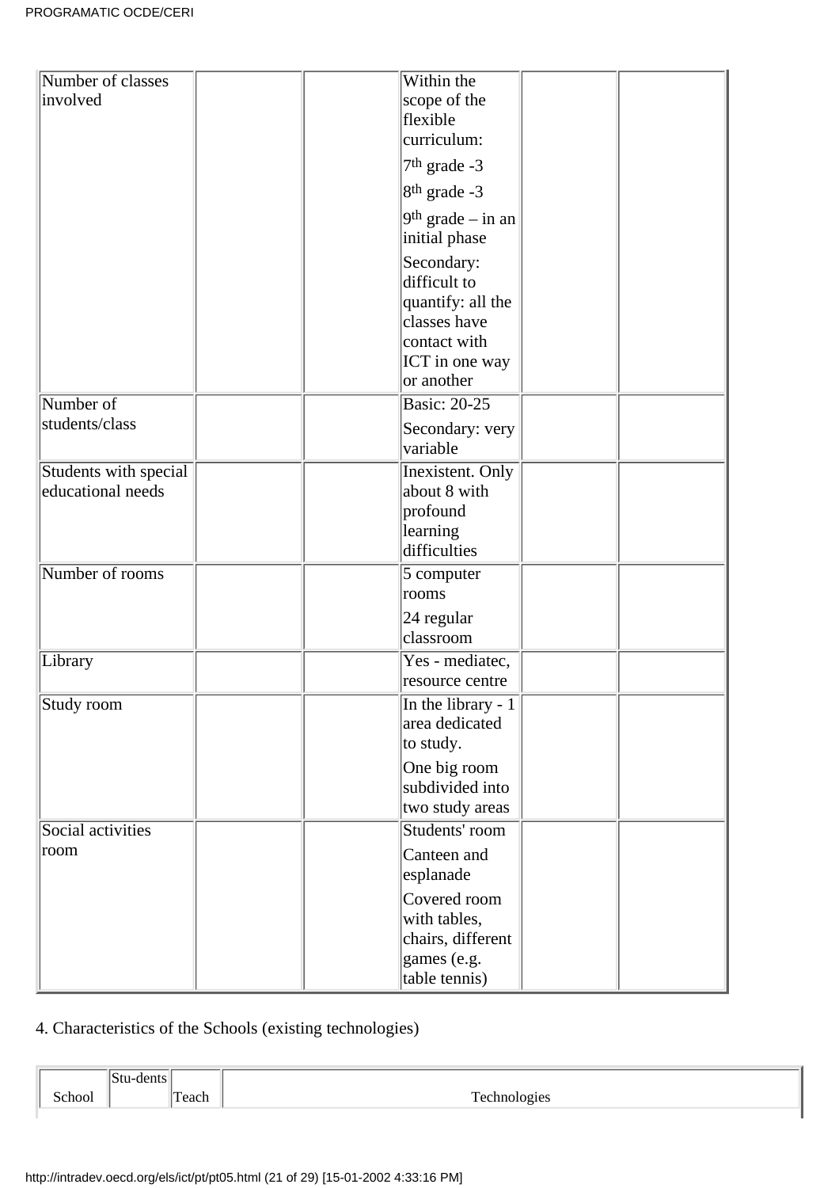| | | | | | |
|---|---|---|---|---|---|
| Number of classes involved | | | Within the scope of the flexible curriculum:<br>7th grade -3<br>8th grade -3<br>9th grade – in an initial phase<br>Secondary: difficult to quantify: all the classes have contact with ICT in one way or another | | |
| Number of students/class | | | Basic: 20-25<br>Secondary: very variable | | |
| Students with special educational needs | | | Inexistent. Only about 8 with profound learning difficulties | | |
| Number of rooms | | | 5 computer rooms<br>24 regular classroom | | |
| Library | | | Yes - mediatec, resource centre | | |
| Study room | | | In the library - 1 area dedicated to study.<br>One big room subdivided into two study areas | | |
| Social activities room | | | Students' room<br>Canteen and esplanade<br>Covered room with tables, chairs, different games (e.g. table tennis) | | |

4. Characteristics of the Schools (existing technologies)

| School | Stu-dents | Teach | Technologies |
|---|---|---|---|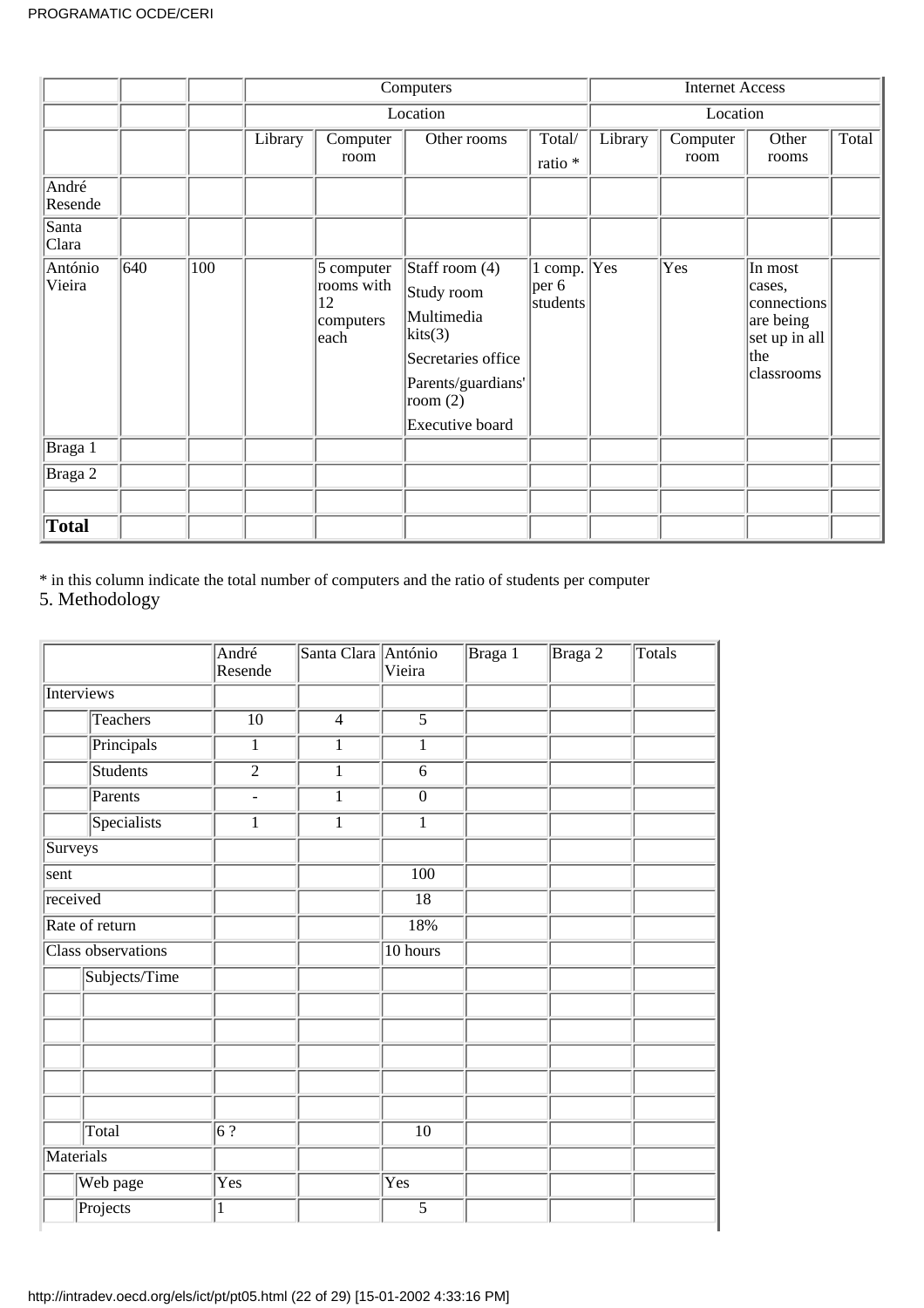| | | | Computers | | | | Internet Access | | | |
|---|---|---|---|---|---|---|---|---|---|---|
| | | | Location | | | | Location | | | |
| | | | Library | Computer room | Other rooms | Total/ ratio * | Library | Computer room | Other rooms | Total |
| André Resende | | | | | | | | | | |
| Santa Clara | | | | | | | | | | |
| António Vieira | 640 | 100 | | 5 computer rooms with 12 computers each | Staff room (4) Study room Multimedia kits(3) Secretaries office Parents/guardians' room (2) Executive board | 1 comp. per 6 students | Yes | Yes | In most cases, connections are being set up in all the classrooms | |
| Braga 1 | | | | | | | | | | |
| Braga 2 | | | | | | | | | | |
| | | | | | | | | | | |
| **Total** | | | | | | | | | | |

* in this column indicate the total number of computers and the ratio of students per computer

5. Methodology

| | | André Resende | Santa Clara | António Vieira | Braga 1 | Braga 2 | Totals |
|---|---|---|---|---|---|---|---|
| Interviews | | | | | | | |
| | Teachers | 10 | 4 | 5 | | | |
| | Principals | 1 | 1 | 1 | | | |
| | Students | 2 | 1 | 6 | | | |
| | Parents | - | 1 | 0 | | | |
| | Specialists | 1 | 1 | 1 | | | |
| Surveys | | | | | | | |
| sent | | | | 100 | | | |
| received | | | | 18 | | | |
| Rate of return | | | | 18% | | | |
| Class observations | | | | 10 hours | | | |
| | Subjects/Time | | | | | | |
| | | | | | | | |
| | | | | | | | |
| | | | | | | | |
| | | | | | | | |
| | | | | | | | |
| | Total | 6 ? | | 10 | | | |
| Materials | | | | | | | |
| | Web page | Yes | | Yes | | | |
| | Projects | 1 | | 5 | | | |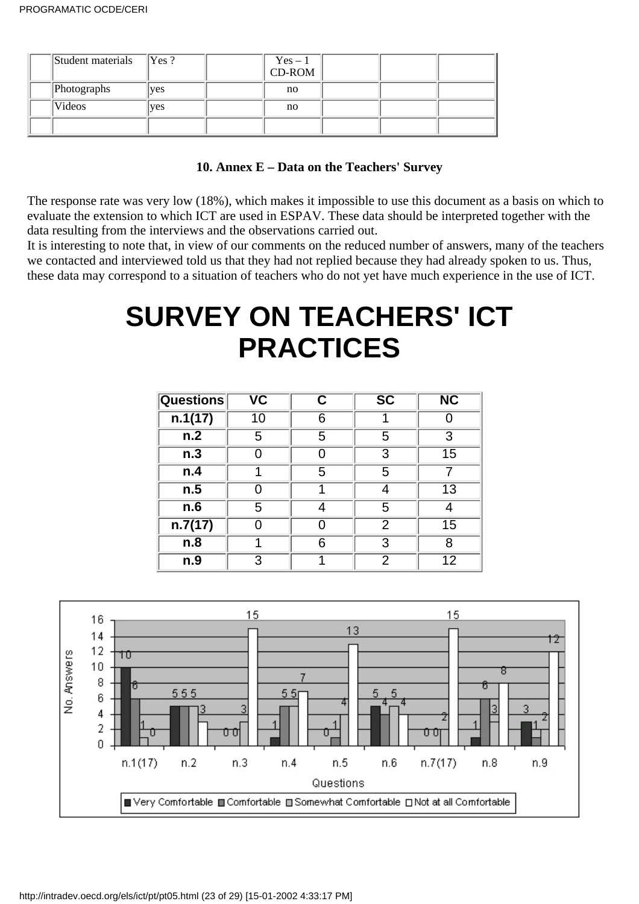|  | Student materials | Yes ? |  | Yes – 1 CD-ROM |  |  |  |
|---|---|---|---|---|---|---|---|
|  | Photographs | yes |  | no |  |  |  |
|  | Videos | yes |  | no |  |  |  |
|  |  |  |  |  |  |  |  |

**10. Annex E – Data on the Teachers' Survey**

The response rate was very low (18%), which makes it impossible to use this document as a basis on which to evaluate the extension to which ICT are used in ESPAV. These data should be interpreted together with the data resulting from the interviews and the observations carried out.
It is interesting to note that, in view of our comments on the reduced number of answers, many of the teachers we contacted and interviewed told us that they had not replied because they had already spoken to us. Thus, these data may correspond to a situation of teachers who do not yet have much experience in the use of ICT.

# SURVEY ON TEACHERS' ICT PRACTICES

| Questions | VC | C | SC | NC |
|---|---|---|---|---|
| n.1(17) | 10 | 6 | 1 | 0 |
| n.2 | 5 | 5 | 5 | 3 |
| n.3 | 0 | 0 | 3 | 15 |
| n.4 | 1 | 5 | 5 | 7 |
| n.5 | 0 | 1 | 4 | 13 |
| n.6 | 5 | 4 | 5 | 4 |
| n.7(17) | 0 | 0 | 2 | 15 |
| n.8 | 1 | 6 | 3 | 8 |
| n.9 | 3 | 1 | 2 | 12 |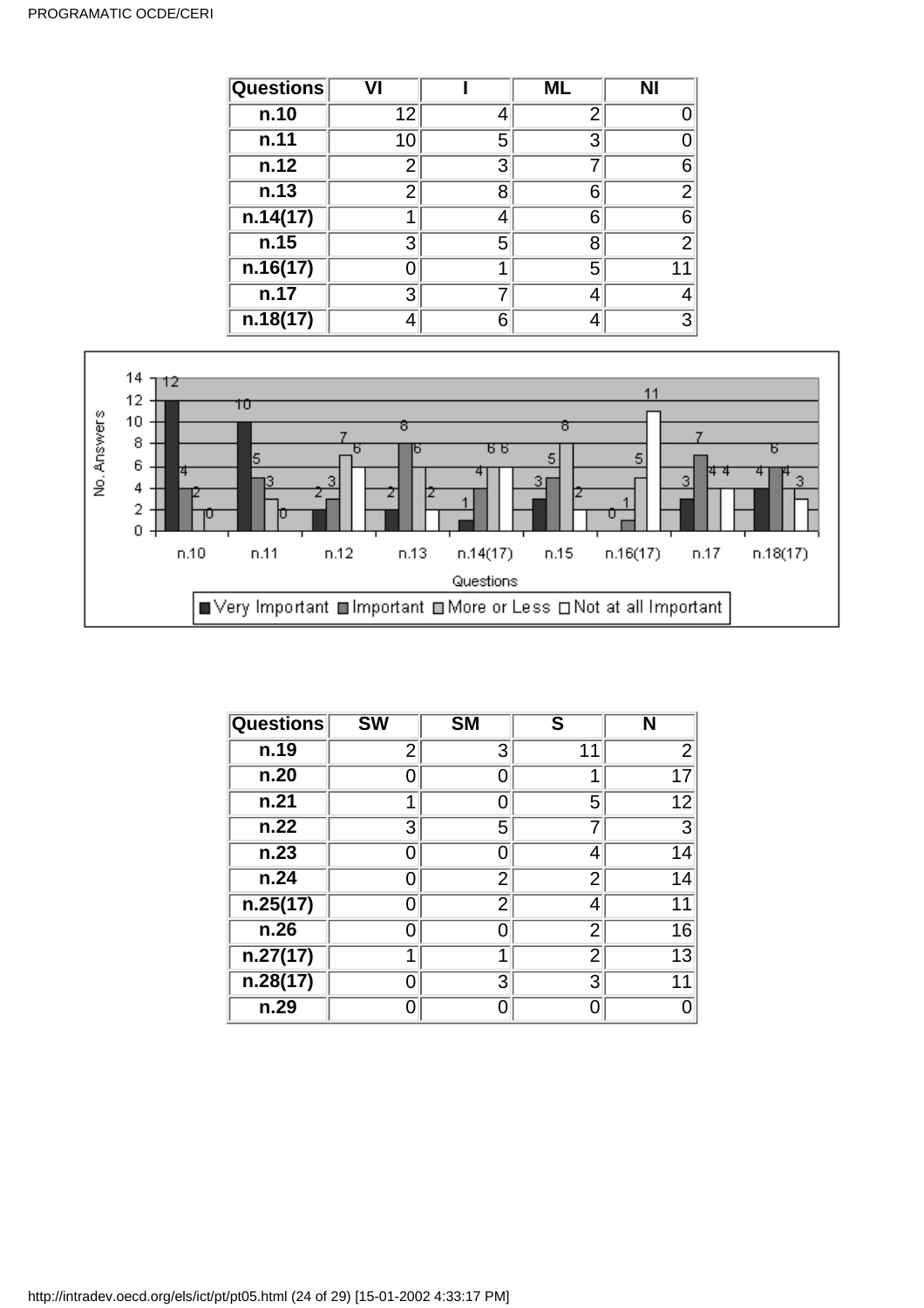| Questions | VI | I | ML | NI |
|---|---|---|---|---|
| n.10 | 12 | 4 | 2 | 0 |
| n.11 | 10 | 5 | 3 | 0 |
| n.12 | 2 | 3 | 7 | 6 |
| n.13 | 2 | 8 | 6 | 2 |
| n.14(17) | 1 | 4 | 6 | 6 |
| n.15 | 3 | 5 | 8 | 2 |
| n.16(17) | 0 | 1 | 5 | 11 |
| n.17 | 3 | 7 | 4 | 4 |
| n.18(17) | 4 | 6 | 4 | 3 |

| Questions | SW | SM | S | N |
|---|---|---|---|---|
| n.19 | 2 | 3 | 11 | 2 |
| n.20 | 0 | 0 | 1 | 17 |
| n.21 | 1 | 0 | 5 | 12 |
| n.22 | 3 | 5 | 7 | 3 |
| n.23 | 0 | 0 | 4 | 14 |
| n.24 | 0 | 2 | 2 | 14 |
| n.25(17) | 0 | 2 | 4 | 11 |
| n.26 | 0 | 0 | 2 | 16 |
| n.27(17) | 1 | 1 | 2 | 13 |
| n.28(17) | 0 | 3 | 3 | 11 |
| n.29 | 0 | 0 | 0 | 0 |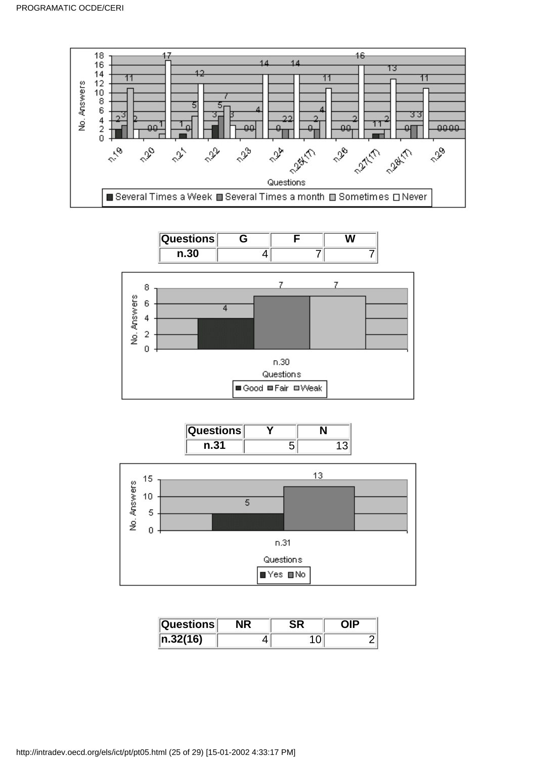| Questions | G | F | W |
| --- | --- | --- | --- |
| n.30 | 4 | 7 | 7 |

| Questions | Y | N |
| --- | --- | --- |
| n.31 | 5 | 13 |

| Questions | NR | SR | OIP |
| --- | --- | --- | --- |
| n.32(16) | 4 | 10 | 2 |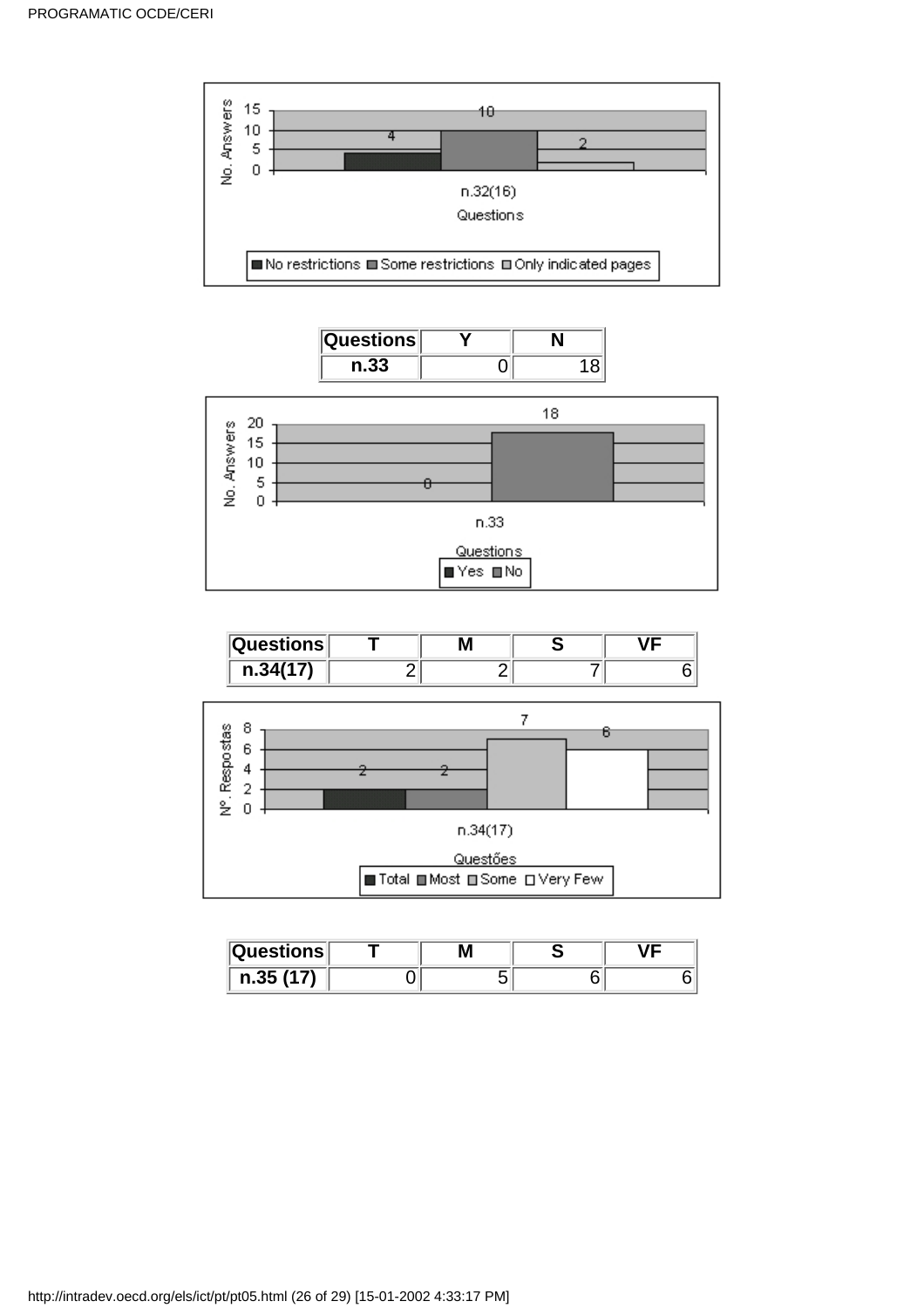| Questions | Y | N |
| --- | --- | --- |
| n.33 | 0 | 18 |

| Questions | T | M | S | VF |
| --- | --- | --- | --- | --- |
| n.34(17) | 2 | 2 | 7 | 6 |

| Questions | T | M | S | VF |
| --- | --- | --- | --- | --- |
| n.35 (17) | 0 | 5 | 6 | 6 |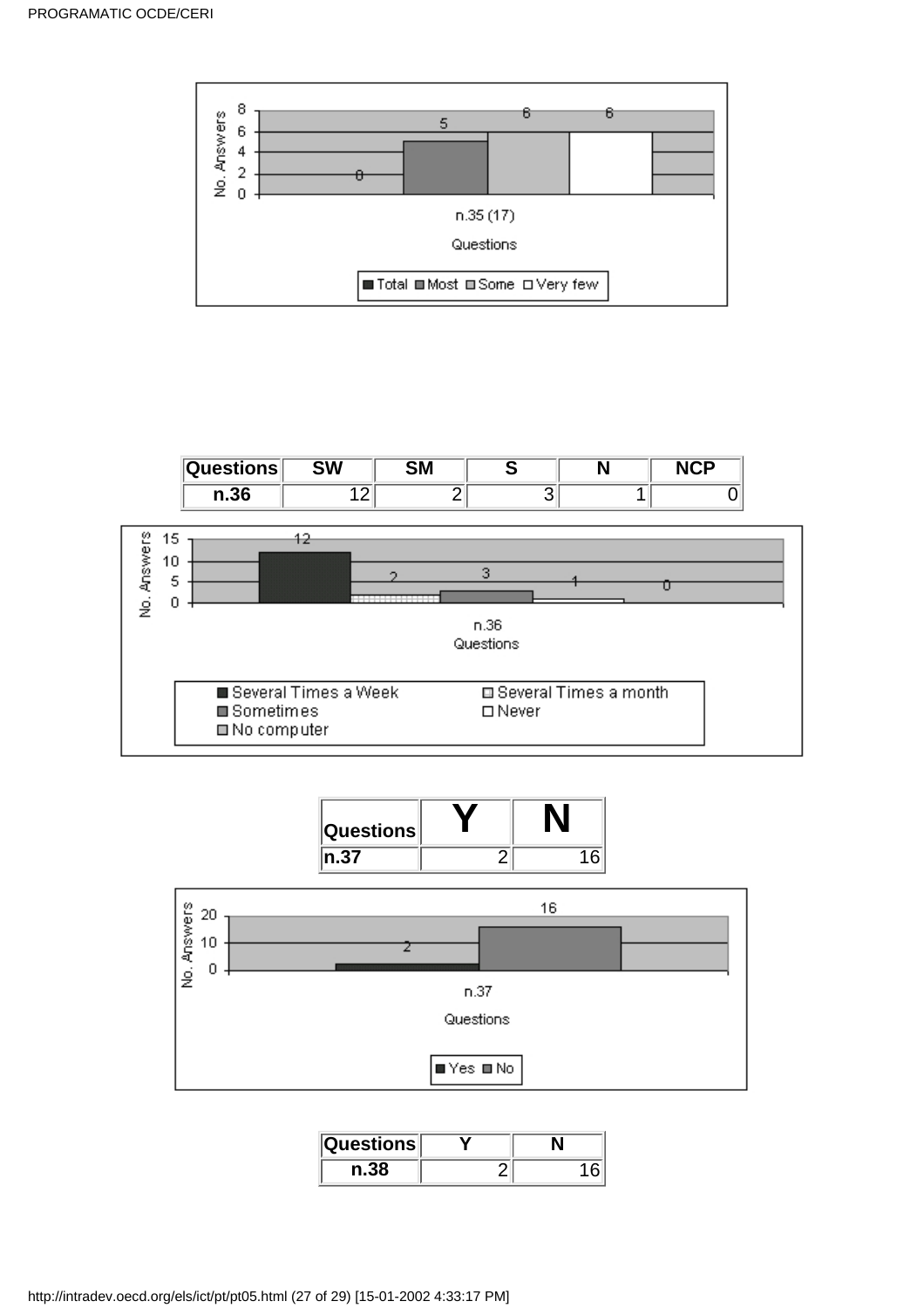| Questions | SW | SM | S | N | NCP |
| --- | --- | --- | --- | --- | --- |
| n.36 | 12 | 2 | 3 | 1 | 0 |

| Questions | Y | N |
| --- | --- | --- |
| n.37 | 2 | 16 |

| Questions | Y | N |
| --- | --- | --- |
| n.38 | 2 | 16 |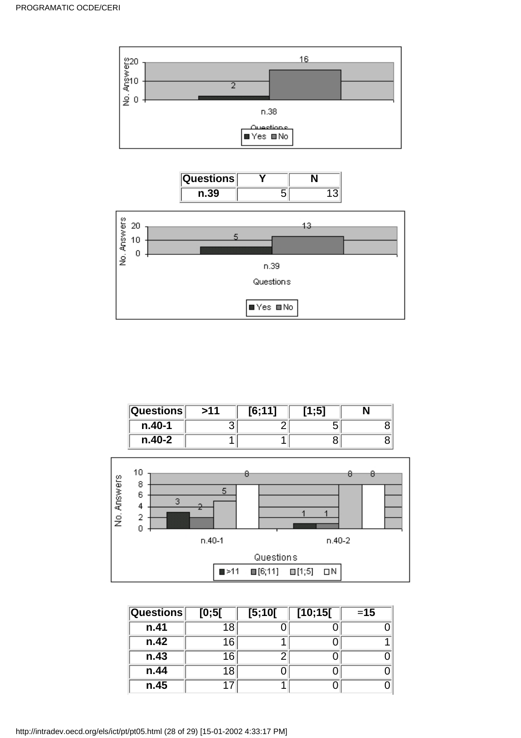| Questions | Y | N |
| --- | --- | --- |
| n.39 | 5 | 13 |

| Questions | >11 | [6;11] | [1;5] | N |
| --- | --- | --- | --- | --- |
| n.40-1 | 3 | 2 | 5 | 8 |
| n.40-2 | 1 | 1 | 8 | 8 |

| Questions | [0;5[ | [5;10[ | [10;15[ | =15 |
| --- | --- | --- | --- | --- |
| n.41 | 18 | 0 | 0 | 0 |
| n.42 | 16 | 1 | 0 | 1 |
| n.43 | 16 | 2 | 0 | 0 |
| n.44 | 18 | 0 | 0 | 0 |
| n.45 | 17 | 1 | 0 | 0 |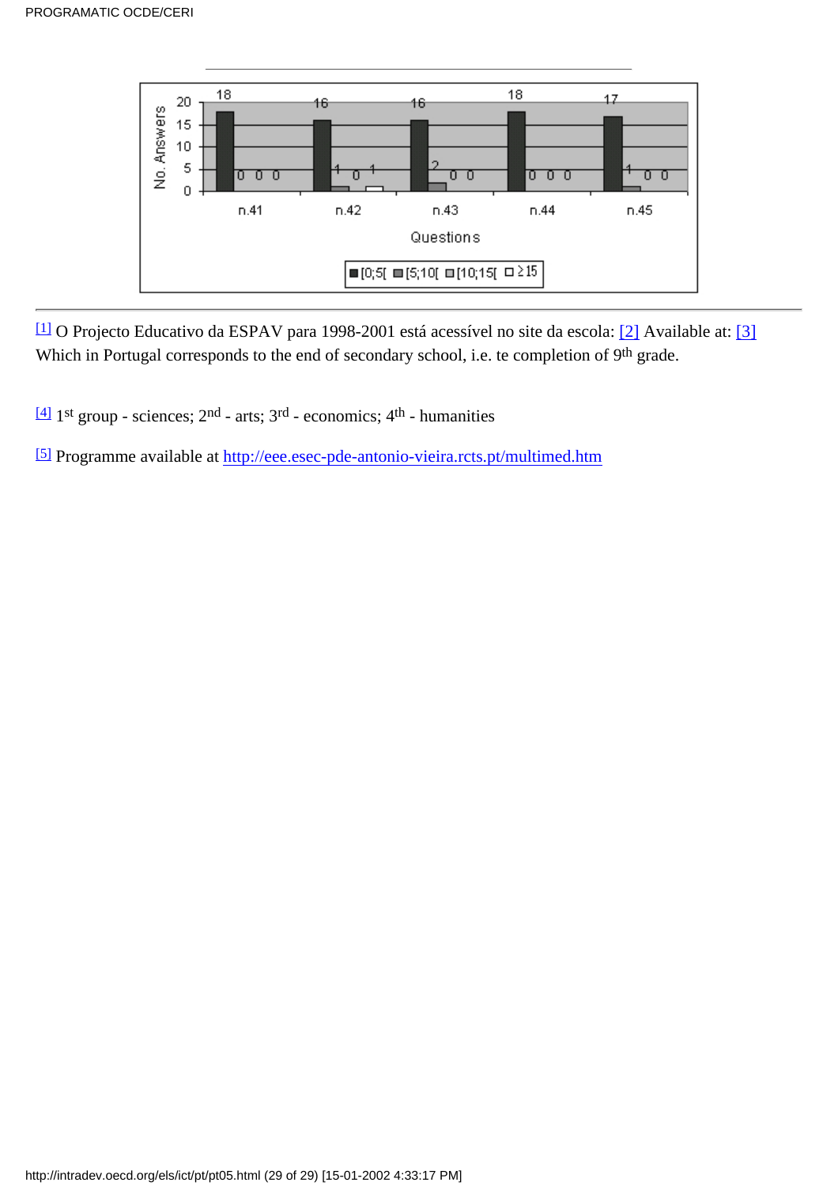20
15
10
5
0

No. Answers

18 0 0 0
16 1 0 1
16 2 0 0
18 0 0 0
17 1 0 0

n.41 n.42 n.43 n.44 n.45

Questions

[0;5[ [5;10[ [10;15[ ≥15

---

[1] O Projecto Educativo da ESPAV para 1998-2001 está acessível no site da escola: [2] Available at: [3] Which in Portugal corresponds to the end of secondary school, i.e. te completion of 9th grade.

[4] 1st group - sciences; 2nd - arts; 3rd - economics; 4th - humanities

[5] Programme available at http://eee.esec-pde-antonio-vieira.rcts.pt/multimed.htm